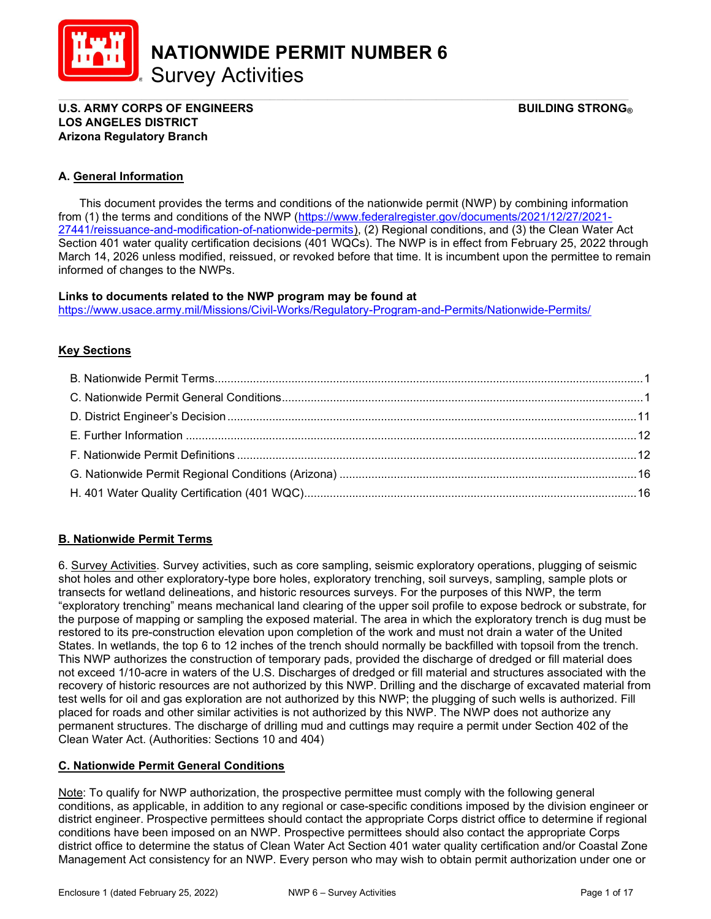# NATIONWIDE PERMIT NUMBER 6
## Survey Activities

**U.S. ARMY CORPS OF ENGINEERS**
**LOS ANGELES DISTRICT**
**Arizona Regulatory Branch**

**BUILDING STRONG®**

### A. General Information

This document provides the terms and conditions of the nationwide permit (NWP) by combining information from (1) the terms and conditions of the NWP (https://www.federalregister.gov/documents/2021/12/27/2021-27441/reissuance-and-modification-of-nationwide-permits), (2) Regional conditions, and (3) the Clean Water Act Section 401 water quality certification decisions (401 WQCs). The NWP is in effect from February 25, 2022 through March 14, 2026 unless modified, reissued, or revoked before that time. It is incumbent upon the permittee to remain informed of changes to the NWPs.

**Links to documents related to the NWP program may be found at**
https://www.usace.army.mil/Missions/Civil-Works/Regulatory-Program-and-Permits/Nationwide-Permits/

**Key Sections**

- B. Nationwide Permit Terms....1
- C. Nationwide Permit General Conditions....1
- D. District Engineer's Decision....11
- E. Further Information....12
- F. Nationwide Permit Definitions....12
- G. Nationwide Permit Regional Conditions (Arizona)....16
- H. 401 Water Quality Certification (401 WQC)....16

### B. Nationwide Permit Terms

6. Survey Activities. Survey activities, such as core sampling, seismic exploratory operations, plugging of seismic shot holes and other exploratory-type bore holes, exploratory trenching, soil surveys, sampling, sample plots or transects for wetland delineations, and historic resources surveys. For the purposes of this NWP, the term "exploratory trenching" means mechanical land clearing of the upper soil profile to expose bedrock or substrate, for the purpose of mapping or sampling the exposed material. The area in which the exploratory trench is dug must be restored to its pre-construction elevation upon completion of the work and must not drain a water of the United States. In wetlands, the top 6 to 12 inches of the trench should normally be backfilled with topsoil from the trench. This NWP authorizes the construction of temporary pads, provided the discharge of dredged or fill material does not exceed 1/10-acre in waters of the U.S. Discharges of dredged or fill material and structures associated with the recovery of historic resources are not authorized by this NWP. Drilling and the discharge of excavated material from test wells for oil and gas exploration are not authorized by this NWP; the plugging of such wells is authorized. Fill placed for roads and other similar activities is not authorized by this NWP. The NWP does not authorize any permanent structures. The discharge of drilling mud and cuttings may require a permit under Section 402 of the Clean Water Act. (Authorities: Sections 10 and 404)

### C. Nationwide Permit General Conditions

Note: To qualify for NWP authorization, the prospective permittee must comply with the following general conditions, as applicable, in addition to any regional or case-specific conditions imposed by the division engineer or district engineer. Prospective permittees should contact the appropriate Corps district office to determine if regional conditions have been imposed on an NWP. Prospective permittees should also contact the appropriate Corps district office to determine the status of Clean Water Act Section 401 water quality certification and/or Coastal Zone Management Act consistency for an NWP. Every person who may wish to obtain permit authorization under one or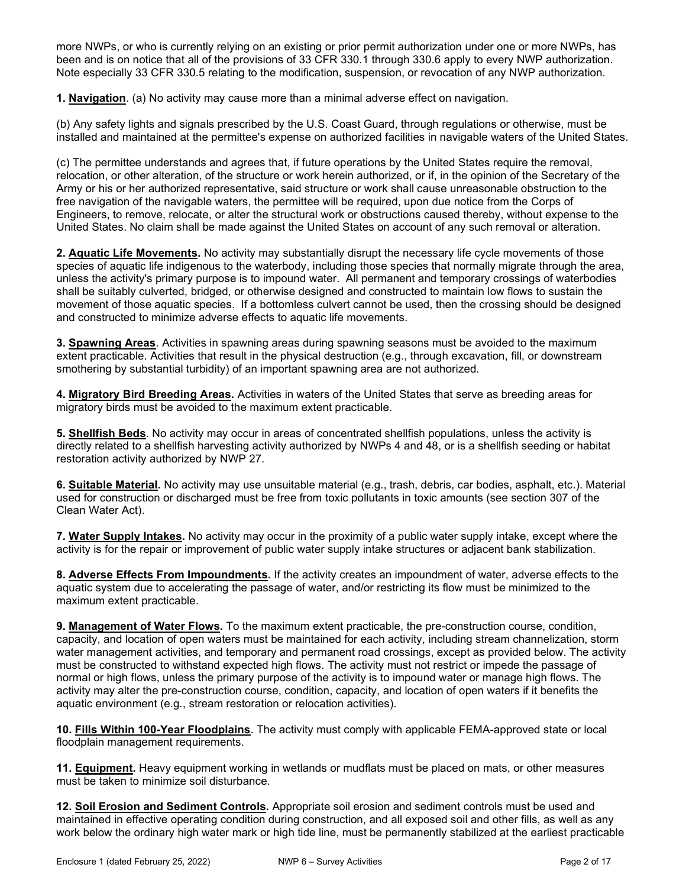more NWPs, or who is currently relying on an existing or prior permit authorization under one or more NWPs, has been and is on notice that all of the provisions of 33 CFR 330.1 through 330.6 apply to every NWP authorization. Note especially 33 CFR 330.5 relating to the modification, suspension, or revocation of any NWP authorization.

**1. Navigation**. (a) No activity may cause more than a minimal adverse effect on navigation.

(b) Any safety lights and signals prescribed by the U.S. Coast Guard, through regulations or otherwise, must be installed and maintained at the permittee's expense on authorized facilities in navigable waters of the United States.

(c) The permittee understands and agrees that, if future operations by the United States require the removal, relocation, or other alteration, of the structure or work herein authorized, or if, in the opinion of the Secretary of the Army or his or her authorized representative, said structure or work shall cause unreasonable obstruction to the free navigation of the navigable waters, the permittee will be required, upon due notice from the Corps of Engineers, to remove, relocate, or alter the structural work or obstructions caused thereby, without expense to the United States. No claim shall be made against the United States on account of any such removal or alteration.

**2. Aquatic Life Movements.** No activity may substantially disrupt the necessary life cycle movements of those species of aquatic life indigenous to the waterbody, including those species that normally migrate through the area, unless the activity's primary purpose is to impound water. All permanent and temporary crossings of waterbodies shall be suitably culverted, bridged, or otherwise designed and constructed to maintain low flows to sustain the movement of those aquatic species. If a bottomless culvert cannot be used, then the crossing should be designed and constructed to minimize adverse effects to aquatic life movements.

**3. Spawning Areas**. Activities in spawning areas during spawning seasons must be avoided to the maximum extent practicable. Activities that result in the physical destruction (e.g., through excavation, fill, or downstream smothering by substantial turbidity) of an important spawning area are not authorized.

**4. Migratory Bird Breeding Areas.** Activities in waters of the United States that serve as breeding areas for migratory birds must be avoided to the maximum extent practicable.

**5. Shellfish Beds**. No activity may occur in areas of concentrated shellfish populations, unless the activity is directly related to a shellfish harvesting activity authorized by NWPs 4 and 48, or is a shellfish seeding or habitat restoration activity authorized by NWP 27.

**6. Suitable Material.** No activity may use unsuitable material (e.g., trash, debris, car bodies, asphalt, etc.). Material used for construction or discharged must be free from toxic pollutants in toxic amounts (see section 307 of the Clean Water Act).

**7. Water Supply Intakes.** No activity may occur in the proximity of a public water supply intake, except where the activity is for the repair or improvement of public water supply intake structures or adjacent bank stabilization.

**8. Adverse Effects From Impoundments.** If the activity creates an impoundment of water, adverse effects to the aquatic system due to accelerating the passage of water, and/or restricting its flow must be minimized to the maximum extent practicable.

**9. Management of Water Flows.** To the maximum extent practicable, the pre-construction course, condition, capacity, and location of open waters must be maintained for each activity, including stream channelization, storm water management activities, and temporary and permanent road crossings, except as provided below. The activity must be constructed to withstand expected high flows. The activity must not restrict or impede the passage of normal or high flows, unless the primary purpose of the activity is to impound water or manage high flows. The activity may alter the pre-construction course, condition, capacity, and location of open waters if it benefits the aquatic environment (e.g., stream restoration or relocation activities).

**10. Fills Within 100-Year Floodplains**. The activity must comply with applicable FEMA-approved state or local floodplain management requirements.

**11. Equipment.** Heavy equipment working in wetlands or mudflats must be placed on mats, or other measures must be taken to minimize soil disturbance.

**12. Soil Erosion and Sediment Controls.** Appropriate soil erosion and sediment controls must be used and maintained in effective operating condition during construction, and all exposed soil and other fills, as well as any work below the ordinary high water mark or high tide line, must be permanently stabilized at the earliest practicable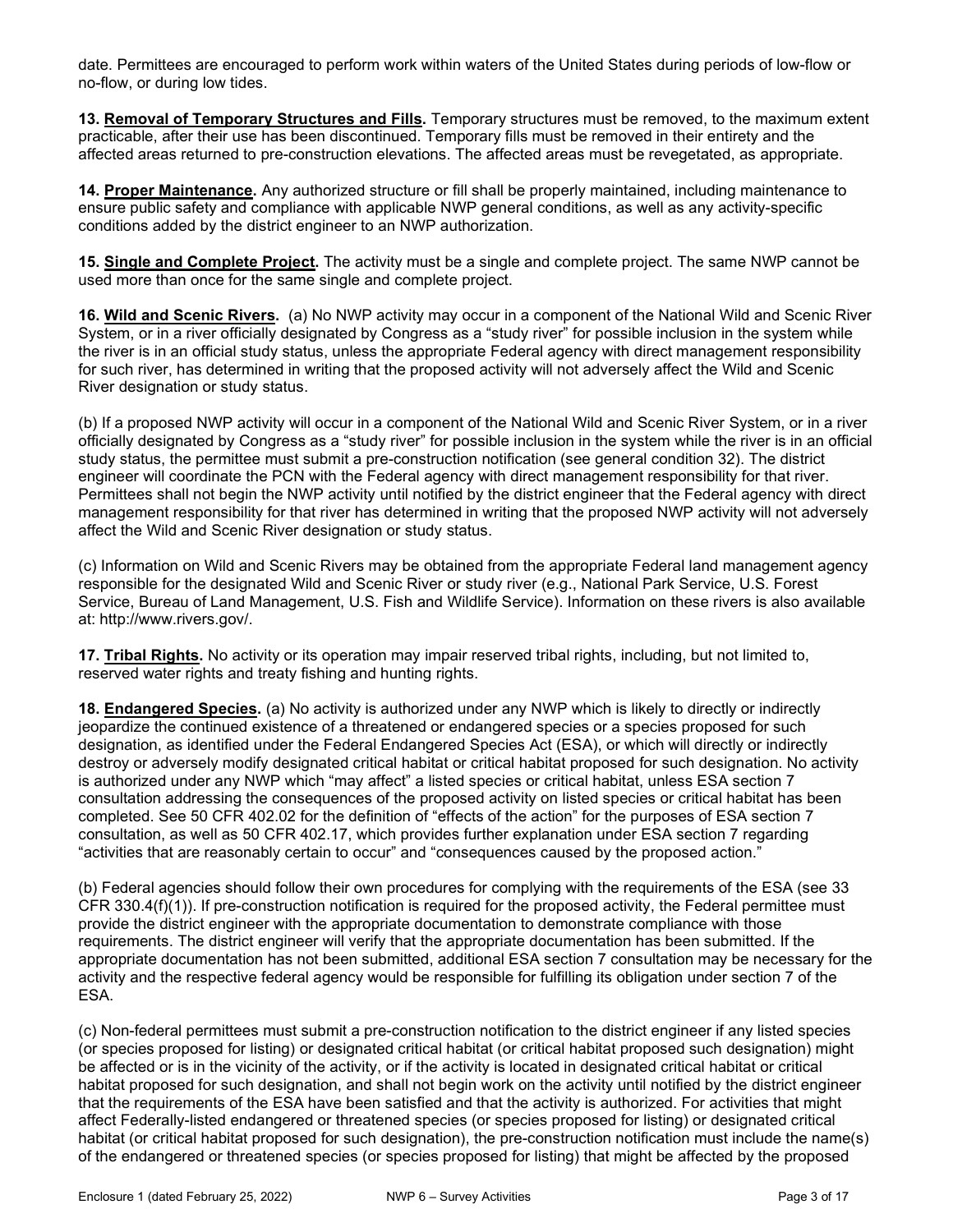date. Permittees are encouraged to perform work within waters of the United States during periods of low-flow or no-flow, or during low tides.

**13. Removal of Temporary Structures and Fills.** Temporary structures must be removed, to the maximum extent practicable, after their use has been discontinued. Temporary fills must be removed in their entirety and the affected areas returned to pre-construction elevations. The affected areas must be revegetated, as appropriate.

**14. Proper Maintenance.** Any authorized structure or fill shall be properly maintained, including maintenance to ensure public safety and compliance with applicable NWP general conditions, as well as any activity-specific conditions added by the district engineer to an NWP authorization.

**15. Single and Complete Project.** The activity must be a single and complete project. The same NWP cannot be used more than once for the same single and complete project.

**16. Wild and Scenic Rivers.** (a) No NWP activity may occur in a component of the National Wild and Scenic River System, or in a river officially designated by Congress as a "study river" for possible inclusion in the system while the river is in an official study status, unless the appropriate Federal agency with direct management responsibility for such river, has determined in writing that the proposed activity will not adversely affect the Wild and Scenic River designation or study status.

(b) If a proposed NWP activity will occur in a component of the National Wild and Scenic River System, or in a river officially designated by Congress as a "study river" for possible inclusion in the system while the river is in an official study status, the permittee must submit a pre-construction notification (see general condition 32). The district engineer will coordinate the PCN with the Federal agency with direct management responsibility for that river. Permittees shall not begin the NWP activity until notified by the district engineer that the Federal agency with direct management responsibility for that river has determined in writing that the proposed NWP activity will not adversely affect the Wild and Scenic River designation or study status.

(c) Information on Wild and Scenic Rivers may be obtained from the appropriate Federal land management agency responsible for the designated Wild and Scenic River or study river (e.g., National Park Service, U.S. Forest Service, Bureau of Land Management, U.S. Fish and Wildlife Service). Information on these rivers is also available at: http://www.rivers.gov/.

**17. Tribal Rights.** No activity or its operation may impair reserved tribal rights, including, but not limited to, reserved water rights and treaty fishing and hunting rights.

**18. Endangered Species.** (a) No activity is authorized under any NWP which is likely to directly or indirectly jeopardize the continued existence of a threatened or endangered species or a species proposed for such designation, as identified under the Federal Endangered Species Act (ESA), or which will directly or indirectly destroy or adversely modify designated critical habitat or critical habitat proposed for such designation. No activity is authorized under any NWP which "may affect" a listed species or critical habitat, unless ESA section 7 consultation addressing the consequences of the proposed activity on listed species or critical habitat has been completed. See 50 CFR 402.02 for the definition of "effects of the action" for the purposes of ESA section 7 consultation, as well as 50 CFR 402.17, which provides further explanation under ESA section 7 regarding "activities that are reasonably certain to occur" and "consequences caused by the proposed action."

(b) Federal agencies should follow their own procedures for complying with the requirements of the ESA (see 33 CFR 330.4(f)(1)). If pre-construction notification is required for the proposed activity, the Federal permittee must provide the district engineer with the appropriate documentation to demonstrate compliance with those requirements. The district engineer will verify that the appropriate documentation has been submitted. If the appropriate documentation has not been submitted, additional ESA section 7 consultation may be necessary for the activity and the respective federal agency would be responsible for fulfilling its obligation under section 7 of the ESA.

(c) Non-federal permittees must submit a pre-construction notification to the district engineer if any listed species (or species proposed for listing) or designated critical habitat (or critical habitat proposed such designation) might be affected or is in the vicinity of the activity, or if the activity is located in designated critical habitat or critical habitat proposed for such designation, and shall not begin work on the activity until notified by the district engineer that the requirements of the ESA have been satisfied and that the activity is authorized. For activities that might affect Federally-listed endangered or threatened species (or species proposed for listing) or designated critical habitat (or critical habitat proposed for such designation), the pre-construction notification must include the name(s) of the endangered or threatened species (or species proposed for listing) that might be affected by the proposed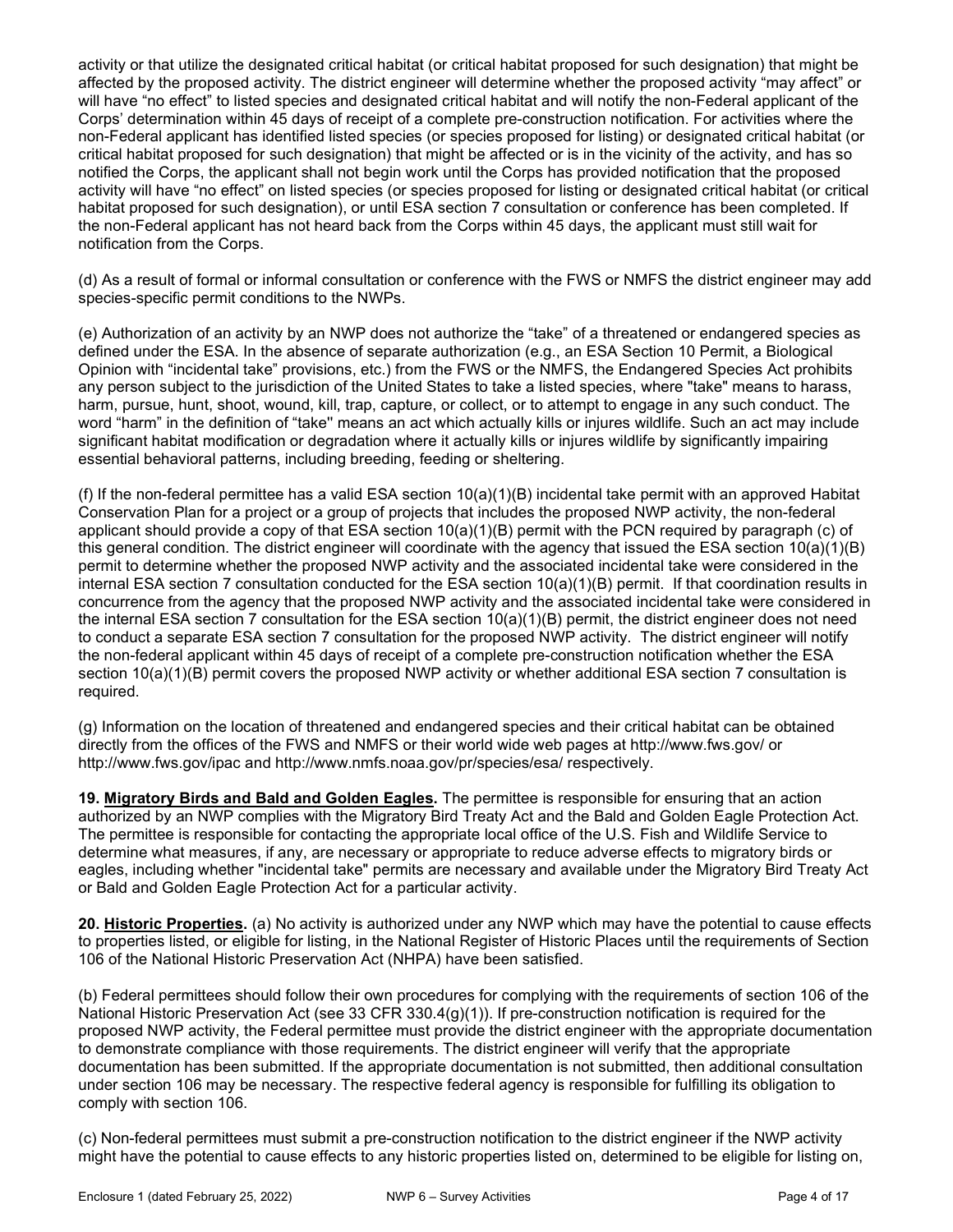activity or that utilize the designated critical habitat (or critical habitat proposed for such designation) that might be affected by the proposed activity. The district engineer will determine whether the proposed activity "may affect" or will have "no effect" to listed species and designated critical habitat and will notify the non-Federal applicant of the Corps' determination within 45 days of receipt of a complete pre-construction notification. For activities where the non-Federal applicant has identified listed species (or species proposed for listing) or designated critical habitat (or critical habitat proposed for such designation) that might be affected or is in the vicinity of the activity, and has so notified the Corps, the applicant shall not begin work until the Corps has provided notification that the proposed activity will have "no effect" on listed species (or species proposed for listing or designated critical habitat (or critical habitat proposed for such designation), or until ESA section 7 consultation or conference has been completed. If the non-Federal applicant has not heard back from the Corps within 45 days, the applicant must still wait for notification from the Corps.

(d) As a result of formal or informal consultation or conference with the FWS or NMFS the district engineer may add species-specific permit conditions to the NWPs.

(e) Authorization of an activity by an NWP does not authorize the "take" of a threatened or endangered species as defined under the ESA. In the absence of separate authorization (e.g., an ESA Section 10 Permit, a Biological Opinion with "incidental take" provisions, etc.) from the FWS or the NMFS, the Endangered Species Act prohibits any person subject to the jurisdiction of the United States to take a listed species, where "take" means to harass, harm, pursue, hunt, shoot, wound, kill, trap, capture, or collect, or to attempt to engage in any such conduct. The word "harm" in the definition of "take'' means an act which actually kills or injures wildlife. Such an act may include significant habitat modification or degradation where it actually kills or injures wildlife by significantly impairing essential behavioral patterns, including breeding, feeding or sheltering.

(f) If the non-federal permittee has a valid ESA section 10(a)(1)(B) incidental take permit with an approved Habitat Conservation Plan for a project or a group of projects that includes the proposed NWP activity, the non-federal applicant should provide a copy of that ESA section 10(a)(1)(B) permit with the PCN required by paragraph (c) of this general condition. The district engineer will coordinate with the agency that issued the ESA section 10(a)(1)(B) permit to determine whether the proposed NWP activity and the associated incidental take were considered in the internal ESA section 7 consultation conducted for the ESA section 10(a)(1)(B) permit. If that coordination results in concurrence from the agency that the proposed NWP activity and the associated incidental take were considered in the internal ESA section 7 consultation for the ESA section 10(a)(1)(B) permit, the district engineer does not need to conduct a separate ESA section 7 consultation for the proposed NWP activity. The district engineer will notify the non-federal applicant within 45 days of receipt of a complete pre-construction notification whether the ESA section 10(a)(1)(B) permit covers the proposed NWP activity or whether additional ESA section 7 consultation is required.

(g) Information on the location of threatened and endangered species and their critical habitat can be obtained directly from the offices of the FWS and NMFS or their world wide web pages at http://www.fws.gov/ or http://www.fws.gov/ipac and http://www.nmfs.noaa.gov/pr/species/esa/ respectively.

**19. Migratory Birds and Bald and Golden Eagles.** The permittee is responsible for ensuring that an action authorized by an NWP complies with the Migratory Bird Treaty Act and the Bald and Golden Eagle Protection Act. The permittee is responsible for contacting the appropriate local office of the U.S. Fish and Wildlife Service to determine what measures, if any, are necessary or appropriate to reduce adverse effects to migratory birds or eagles, including whether "incidental take" permits are necessary and available under the Migratory Bird Treaty Act or Bald and Golden Eagle Protection Act for a particular activity.

**20. Historic Properties.** (a) No activity is authorized under any NWP which may have the potential to cause effects to properties listed, or eligible for listing, in the National Register of Historic Places until the requirements of Section 106 of the National Historic Preservation Act (NHPA) have been satisfied.

(b) Federal permittees should follow their own procedures for complying with the requirements of section 106 of the National Historic Preservation Act (see 33 CFR 330.4(g)(1)). If pre-construction notification is required for the proposed NWP activity, the Federal permittee must provide the district engineer with the appropriate documentation to demonstrate compliance with those requirements. The district engineer will verify that the appropriate documentation has been submitted. If the appropriate documentation is not submitted, then additional consultation under section 106 may be necessary. The respective federal agency is responsible for fulfilling its obligation to comply with section 106.

(c) Non-federal permittees must submit a pre-construction notification to the district engineer if the NWP activity might have the potential to cause effects to any historic properties listed on, determined to be eligible for listing on,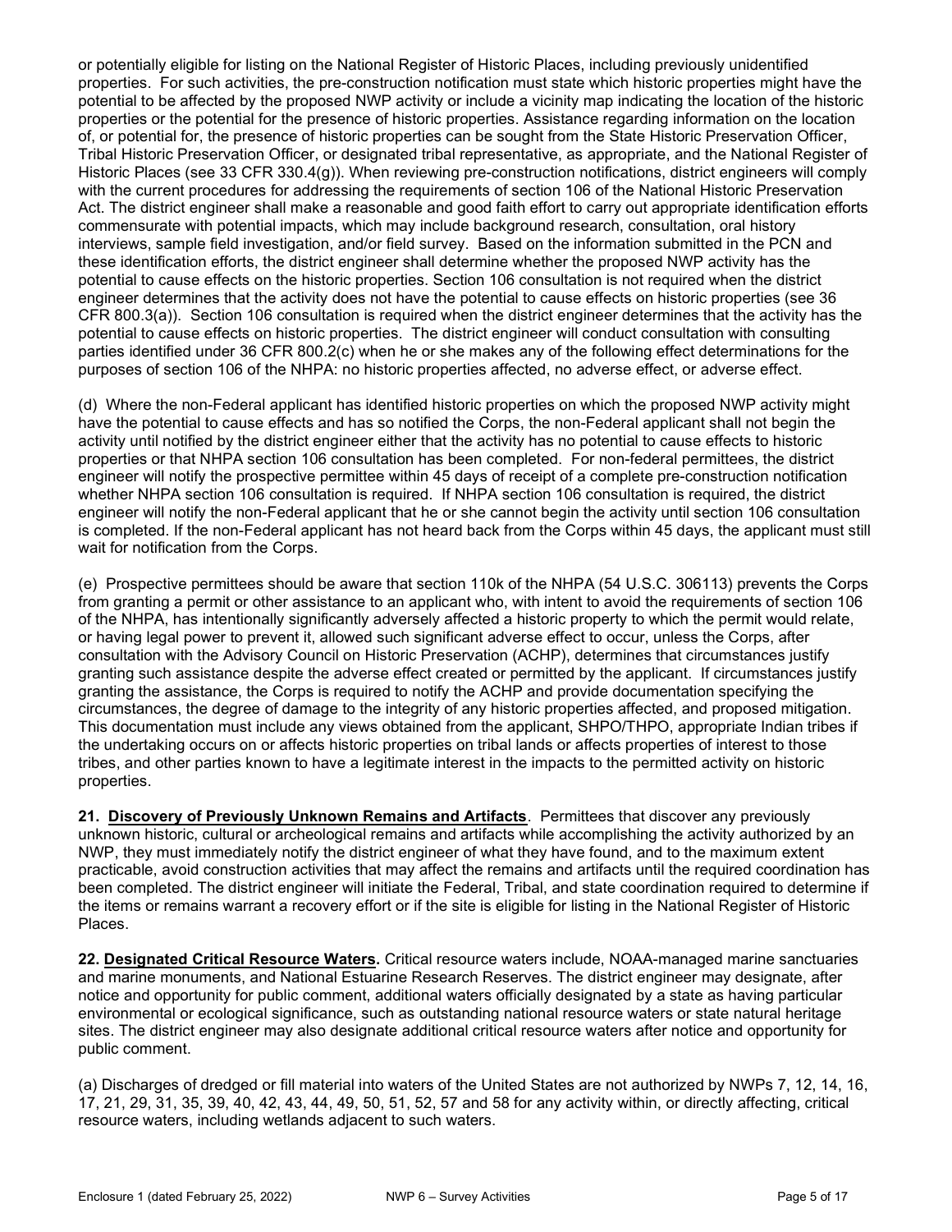or potentially eligible for listing on the National Register of Historic Places, including previously unidentified properties. For such activities, the pre-construction notification must state which historic properties might have the potential to be affected by the proposed NWP activity or include a vicinity map indicating the location of the historic properties or the potential for the presence of historic properties. Assistance regarding information on the location of, or potential for, the presence of historic properties can be sought from the State Historic Preservation Officer, Tribal Historic Preservation Officer, or designated tribal representative, as appropriate, and the National Register of Historic Places (see 33 CFR 330.4(g)). When reviewing pre-construction notifications, district engineers will comply with the current procedures for addressing the requirements of section 106 of the National Historic Preservation Act. The district engineer shall make a reasonable and good faith effort to carry out appropriate identification efforts commensurate with potential impacts, which may include background research, consultation, oral history interviews, sample field investigation, and/or field survey. Based on the information submitted in the PCN and these identification efforts, the district engineer shall determine whether the proposed NWP activity has the potential to cause effects on the historic properties. Section 106 consultation is not required when the district engineer determines that the activity does not have the potential to cause effects on historic properties (see 36 CFR 800.3(a)). Section 106 consultation is required when the district engineer determines that the activity has the potential to cause effects on historic properties. The district engineer will conduct consultation with consulting parties identified under 36 CFR 800.2(c) when he or she makes any of the following effect determinations for the purposes of section 106 of the NHPA: no historic properties affected, no adverse effect, or adverse effect.

(d) Where the non-Federal applicant has identified historic properties on which the proposed NWP activity might have the potential to cause effects and has so notified the Corps, the non-Federal applicant shall not begin the activity until notified by the district engineer either that the activity has no potential to cause effects to historic properties or that NHPA section 106 consultation has been completed. For non-federal permittees, the district engineer will notify the prospective permittee within 45 days of receipt of a complete pre-construction notification whether NHPA section 106 consultation is required. If NHPA section 106 consultation is required, the district engineer will notify the non-Federal applicant that he or she cannot begin the activity until section 106 consultation is completed. If the non-Federal applicant has not heard back from the Corps within 45 days, the applicant must still wait for notification from the Corps.

(e) Prospective permittees should be aware that section 110k of the NHPA (54 U.S.C. 306113) prevents the Corps from granting a permit or other assistance to an applicant who, with intent to avoid the requirements of section 106 of the NHPA, has intentionally significantly adversely affected a historic property to which the permit would relate, or having legal power to prevent it, allowed such significant adverse effect to occur, unless the Corps, after consultation with the Advisory Council on Historic Preservation (ACHP), determines that circumstances justify granting such assistance despite the adverse effect created or permitted by the applicant. If circumstances justify granting the assistance, the Corps is required to notify the ACHP and provide documentation specifying the circumstances, the degree of damage to the integrity of any historic properties affected, and proposed mitigation. This documentation must include any views obtained from the applicant, SHPO/THPO, appropriate Indian tribes if the undertaking occurs on or affects historic properties on tribal lands or affects properties of interest to those tribes, and other parties known to have a legitimate interest in the impacts to the permitted activity on historic properties.

**21. Discovery of Previously Unknown Remains and Artifacts**. Permittees that discover any previously unknown historic, cultural or archeological remains and artifacts while accomplishing the activity authorized by an NWP, they must immediately notify the district engineer of what they have found, and to the maximum extent practicable, avoid construction activities that may affect the remains and artifacts until the required coordination has been completed. The district engineer will initiate the Federal, Tribal, and state coordination required to determine if the items or remains warrant a recovery effort or if the site is eligible for listing in the National Register of Historic Places.

**22. Designated Critical Resource Waters.** Critical resource waters include, NOAA-managed marine sanctuaries and marine monuments, and National Estuarine Research Reserves. The district engineer may designate, after notice and opportunity for public comment, additional waters officially designated by a state as having particular environmental or ecological significance, such as outstanding national resource waters or state natural heritage sites. The district engineer may also designate additional critical resource waters after notice and opportunity for public comment.

(a) Discharges of dredged or fill material into waters of the United States are not authorized by NWPs 7, 12, 14, 16, 17, 21, 29, 31, 35, 39, 40, 42, 43, 44, 49, 50, 51, 52, 57 and 58 for any activity within, or directly affecting, critical resource waters, including wetlands adjacent to such waters.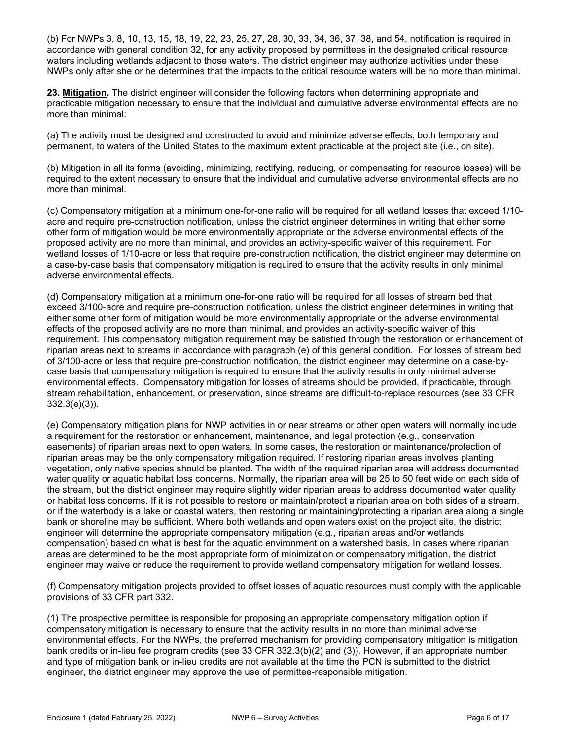(b) For NWPs 3, 8, 10, 13, 15, 18, 19, 22, 23, 25, 27, 28, 30, 33, 34, 36, 37, 38, and 54, notification is required in accordance with general condition 32, for any activity proposed by permittees in the designated critical resource waters including wetlands adjacent to those waters. The district engineer may authorize activities under these NWPs only after she or he determines that the impacts to the critical resource waters will be no more than minimal.

**23. <u>Mitigation</u>.** The district engineer will consider the following factors when determining appropriate and practicable mitigation necessary to ensure that the individual and cumulative adverse environmental effects are no more than minimal:

(a) The activity must be designed and constructed to avoid and minimize adverse effects, both temporary and permanent, to waters of the United States to the maximum extent practicable at the project site (i.e., on site).

(b) Mitigation in all its forms (avoiding, minimizing, rectifying, reducing, or compensating for resource losses) will be required to the extent necessary to ensure that the individual and cumulative adverse environmental effects are no more than minimal.

(c) Compensatory mitigation at a minimum one-for-one ratio will be required for all wetland losses that exceed 1/10-acre and require pre-construction notification, unless the district engineer determines in writing that either some other form of mitigation would be more environmentally appropriate or the adverse environmental effects of the proposed activity are no more than minimal, and provides an activity-specific waiver of this requirement. For wetland losses of 1/10-acre or less that require pre-construction notification, the district engineer may determine on a case-by-case basis that compensatory mitigation is required to ensure that the activity results in only minimal adverse environmental effects.

(d) Compensatory mitigation at a minimum one-for-one ratio will be required for all losses of stream bed that exceed 3/100-acre and require pre-construction notification, unless the district engineer determines in writing that either some other form of mitigation would be more environmentally appropriate or the adverse environmental effects of the proposed activity are no more than minimal, and provides an activity-specific waiver of this requirement. This compensatory mitigation requirement may be satisfied through the restoration or enhancement of riparian areas next to streams in accordance with paragraph (e) of this general condition. For losses of stream bed of 3/100-acre or less that require pre-construction notification, the district engineer may determine on a case-by-case basis that compensatory mitigation is required to ensure that the activity results in only minimal adverse environmental effects. Compensatory mitigation for losses of streams should be provided, if practicable, through stream rehabilitation, enhancement, or preservation, since streams are difficult-to-replace resources (see 33 CFR 332.3(e)(3)).

(e) Compensatory mitigation plans for NWP activities in or near streams or other open waters will normally include a requirement for the restoration or enhancement, maintenance, and legal protection (e.g., conservation easements) of riparian areas next to open waters. In some cases, the restoration or maintenance/protection of riparian areas may be the only compensatory mitigation required. If restoring riparian areas involves planting vegetation, only native species should be planted. The width of the required riparian area will address documented water quality or aquatic habitat loss concerns. Normally, the riparian area will be 25 to 50 feet wide on each side of the stream, but the district engineer may require slightly wider riparian areas to address documented water quality or habitat loss concerns. If it is not possible to restore or maintain/protect a riparian area on both sides of a stream, or if the waterbody is a lake or coastal waters, then restoring or maintaining/protecting a riparian area along a single bank or shoreline may be sufficient. Where both wetlands and open waters exist on the project site, the district engineer will determine the appropriate compensatory mitigation (e.g., riparian areas and/or wetlands compensation) based on what is best for the aquatic environment on a watershed basis. In cases where riparian areas are determined to be the most appropriate form of minimization or compensatory mitigation, the district engineer may waive or reduce the requirement to provide wetland compensatory mitigation for wetland losses.

(f) Compensatory mitigation projects provided to offset losses of aquatic resources must comply with the applicable provisions of 33 CFR part 332.

(1) The prospective permittee is responsible for proposing an appropriate compensatory mitigation option if compensatory mitigation is necessary to ensure that the activity results in no more than minimal adverse environmental effects. For the NWPs, the preferred mechanism for providing compensatory mitigation is mitigation bank credits or in-lieu fee program credits (see 33 CFR 332.3(b)(2) and (3)). However, if an appropriate number and type of mitigation bank or in-lieu credits are not available at the time the PCN is submitted to the district engineer, the district engineer may approve the use of permittee-responsible mitigation.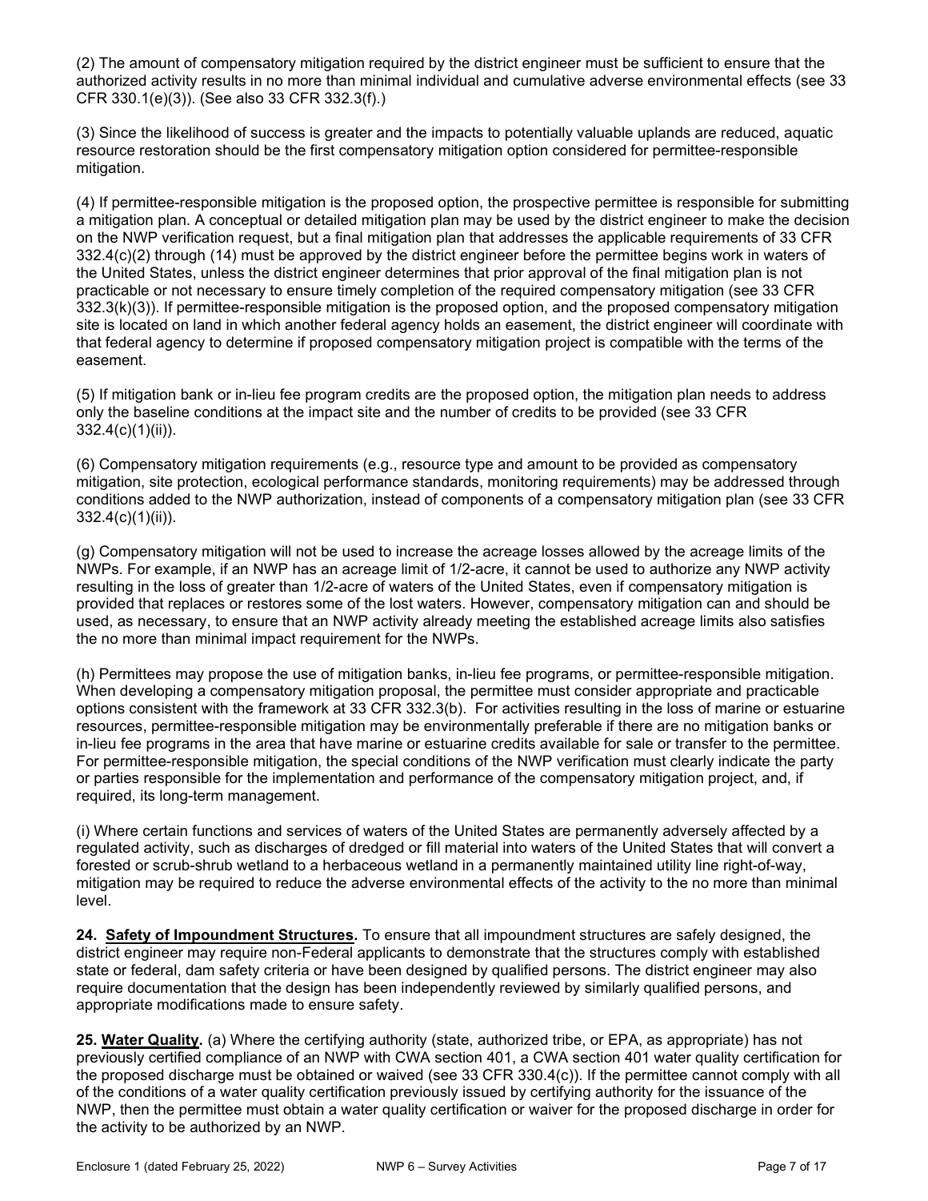(2) The amount of compensatory mitigation required by the district engineer must be sufficient to ensure that the authorized activity results in no more than minimal individual and cumulative adverse environmental effects (see 33 CFR 330.1(e)(3)). (See also 33 CFR 332.3(f).)

(3) Since the likelihood of success is greater and the impacts to potentially valuable uplands are reduced, aquatic resource restoration should be the first compensatory mitigation option considered for permittee-responsible mitigation.

(4) If permittee-responsible mitigation is the proposed option, the prospective permittee is responsible for submitting a mitigation plan. A conceptual or detailed mitigation plan may be used by the district engineer to make the decision on the NWP verification request, but a final mitigation plan that addresses the applicable requirements of 33 CFR 332.4(c)(2) through (14) must be approved by the district engineer before the permittee begins work in waters of the United States, unless the district engineer determines that prior approval of the final mitigation plan is not practicable or not necessary to ensure timely completion of the required compensatory mitigation (see 33 CFR 332.3(k)(3)). If permittee-responsible mitigation is the proposed option, and the proposed compensatory mitigation site is located on land in which another federal agency holds an easement, the district engineer will coordinate with that federal agency to determine if proposed compensatory mitigation project is compatible with the terms of the easement.

(5) If mitigation bank or in-lieu fee program credits are the proposed option, the mitigation plan needs to address only the baseline conditions at the impact site and the number of credits to be provided (see 33 CFR 332.4(c)(1)(ii)).

(6) Compensatory mitigation requirements (e.g., resource type and amount to be provided as compensatory mitigation, site protection, ecological performance standards, monitoring requirements) may be addressed through conditions added to the NWP authorization, instead of components of a compensatory mitigation plan (see 33 CFR 332.4(c)(1)(ii)).

(g) Compensatory mitigation will not be used to increase the acreage losses allowed by the acreage limits of the NWPs. For example, if an NWP has an acreage limit of 1/2-acre, it cannot be used to authorize any NWP activity resulting in the loss of greater than 1/2-acre of waters of the United States, even if compensatory mitigation is provided that replaces or restores some of the lost waters. However, compensatory mitigation can and should be used, as necessary, to ensure that an NWP activity already meeting the established acreage limits also satisfies the no more than minimal impact requirement for the NWPs.

(h) Permittees may propose the use of mitigation banks, in-lieu fee programs, or permittee-responsible mitigation. When developing a compensatory mitigation proposal, the permittee must consider appropriate and practicable options consistent with the framework at 33 CFR 332.3(b). For activities resulting in the loss of marine or estuarine resources, permittee-responsible mitigation may be environmentally preferable if there are no mitigation banks or in-lieu fee programs in the area that have marine or estuarine credits available for sale or transfer to the permittee. For permittee-responsible mitigation, the special conditions of the NWP verification must clearly indicate the party or parties responsible for the implementation and performance of the compensatory mitigation project, and, if required, its long-term management.

(i) Where certain functions and services of waters of the United States are permanently adversely affected by a regulated activity, such as discharges of dredged or fill material into waters of the United States that will convert a forested or scrub-shrub wetland to a herbaceous wetland in a permanently maintained utility line right-of-way, mitigation may be required to reduce the adverse environmental effects of the activity to the no more than minimal level.

**24. Safety of Impoundment Structures.** To ensure that all impoundment structures are safely designed, the district engineer may require non-Federal applicants to demonstrate that the structures comply with established state or federal, dam safety criteria or have been designed by qualified persons. The district engineer may also require documentation that the design has been independently reviewed by similarly qualified persons, and appropriate modifications made to ensure safety.

**25. Water Quality.** (a) Where the certifying authority (state, authorized tribe, or EPA, as appropriate) has not previously certified compliance of an NWP with CWA section 401, a CWA section 401 water quality certification for the proposed discharge must be obtained or waived (see 33 CFR 330.4(c)). If the permittee cannot comply with all of the conditions of a water quality certification previously issued by certifying authority for the issuance of the NWP, then the permittee must obtain a water quality certification or waiver for the proposed discharge in order for the activity to be authorized by an NWP.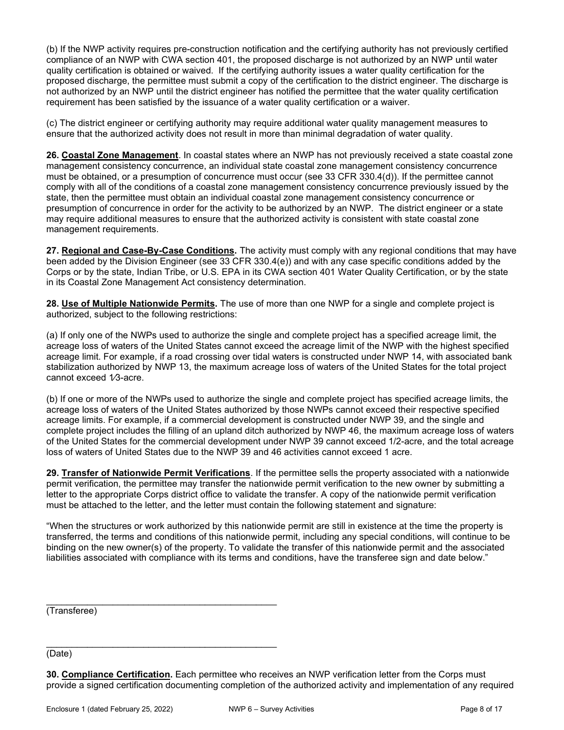(b) If the NWP activity requires pre-construction notification and the certifying authority has not previously certified compliance of an NWP with CWA section 401, the proposed discharge is not authorized by an NWP until water quality certification is obtained or waived. If the certifying authority issues a water quality certification for the proposed discharge, the permittee must submit a copy of the certification to the district engineer. The discharge is not authorized by an NWP until the district engineer has notified the permittee that the water quality certification requirement has been satisfied by the issuance of a water quality certification or a waiver.

(c) The district engineer or certifying authority may require additional water quality management measures to ensure that the authorized activity does not result in more than minimal degradation of water quality.

**26. Coastal Zone Management**. In coastal states where an NWP has not previously received a state coastal zone management consistency concurrence, an individual state coastal zone management consistency concurrence must be obtained, or a presumption of concurrence must occur (see 33 CFR 330.4(d)). If the permittee cannot comply with all of the conditions of a coastal zone management consistency concurrence previously issued by the state, then the permittee must obtain an individual coastal zone management consistency concurrence or presumption of concurrence in order for the activity to be authorized by an NWP. The district engineer or a state may require additional measures to ensure that the authorized activity is consistent with state coastal zone management requirements.

**27. Regional and Case-By-Case Conditions.** The activity must comply with any regional conditions that may have been added by the Division Engineer (see 33 CFR 330.4(e)) and with any case specific conditions added by the Corps or by the state, Indian Tribe, or U.S. EPA in its CWA section 401 Water Quality Certification, or by the state in its Coastal Zone Management Act consistency determination.

**28. Use of Multiple Nationwide Permits.** The use of more than one NWP for a single and complete project is authorized, subject to the following restrictions:

(a) If only one of the NWPs used to authorize the single and complete project has a specified acreage limit, the acreage loss of waters of the United States cannot exceed the acreage limit of the NWP with the highest specified acreage limit. For example, if a road crossing over tidal waters is constructed under NWP 14, with associated bank stabilization authorized by NWP 13, the maximum acreage loss of waters of the United States for the total project cannot exceed 1⁄3-acre.

(b) If one or more of the NWPs used to authorize the single and complete project has specified acreage limits, the acreage loss of waters of the United States authorized by those NWPs cannot exceed their respective specified acreage limits. For example, if a commercial development is constructed under NWP 39, and the single and complete project includes the filling of an upland ditch authorized by NWP 46, the maximum acreage loss of waters of the United States for the commercial development under NWP 39 cannot exceed 1/2-acre, and the total acreage loss of waters of United States due to the NWP 39 and 46 activities cannot exceed 1 acre.

**29. Transfer of Nationwide Permit Verifications**. If the permittee sells the property associated with a nationwide permit verification, the permittee may transfer the nationwide permit verification to the new owner by submitting a letter to the appropriate Corps district office to validate the transfer. A copy of the nationwide permit verification must be attached to the letter, and the letter must contain the following statement and signature:

"When the structures or work authorized by this nationwide permit are still in existence at the time the property is transferred, the terms and conditions of this nationwide permit, including any special conditions, will continue to be binding on the new owner(s) of the property. To validate the transfer of this nationwide permit and the associated liabilities associated with compliance with its terms and conditions, have the transferee sign and date below."

_____________________________________________
(Transferee)

_____________________________________________
(Date)

**30. Compliance Certification.** Each permittee who receives an NWP verification letter from the Corps must provide a signed certification documenting completion of the authorized activity and implementation of any required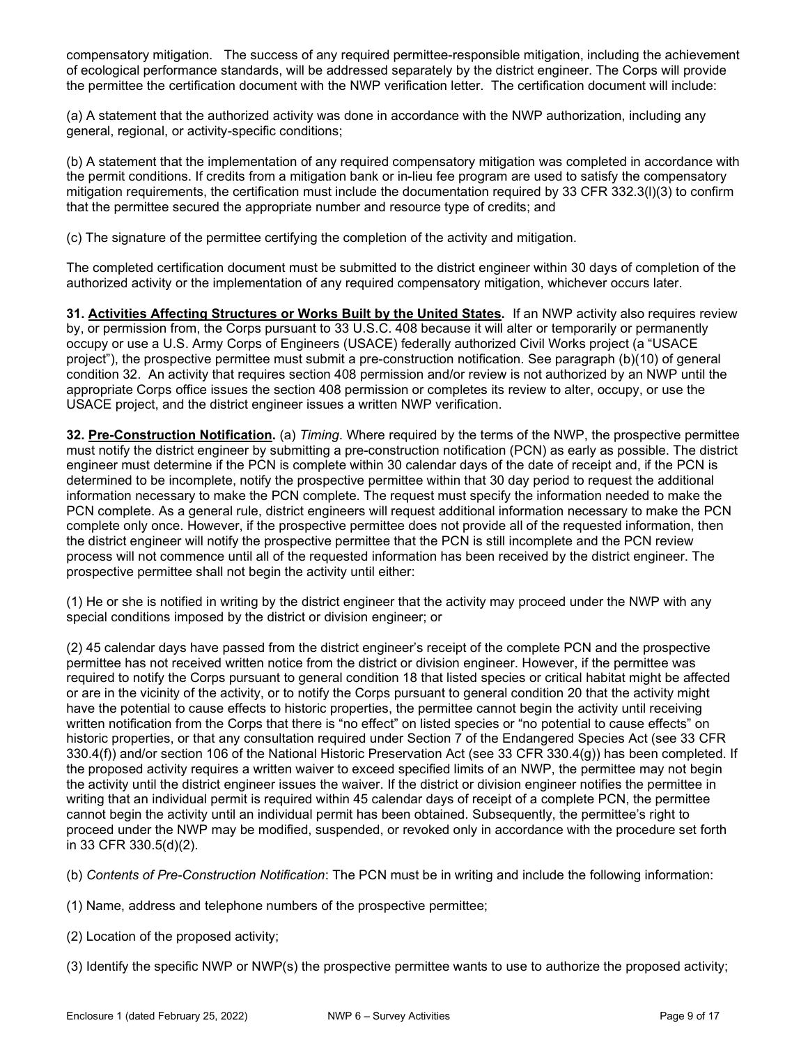compensatory mitigation. The success of any required permittee-responsible mitigation, including the achievement of ecological performance standards, will be addressed separately by the district engineer. The Corps will provide the permittee the certification document with the NWP verification letter. The certification document will include:

(a) A statement that the authorized activity was done in accordance with the NWP authorization, including any general, regional, or activity-specific conditions;

(b) A statement that the implementation of any required compensatory mitigation was completed in accordance with the permit conditions. If credits from a mitigation bank or in-lieu fee program are used to satisfy the compensatory mitigation requirements, the certification must include the documentation required by 33 CFR 332.3(l)(3) to confirm that the permittee secured the appropriate number and resource type of credits; and

(c) The signature of the permittee certifying the completion of the activity and mitigation.

The completed certification document must be submitted to the district engineer within 30 days of completion of the authorized activity or the implementation of any required compensatory mitigation, whichever occurs later.

**31. Activities Affecting Structures or Works Built by the United States.** If an NWP activity also requires review by, or permission from, the Corps pursuant to 33 U.S.C. 408 because it will alter or temporarily or permanently occupy or use a U.S. Army Corps of Engineers (USACE) federally authorized Civil Works project (a "USACE project"), the prospective permittee must submit a pre-construction notification. See paragraph (b)(10) of general condition 32. An activity that requires section 408 permission and/or review is not authorized by an NWP until the appropriate Corps office issues the section 408 permission or completes its review to alter, occupy, or use the USACE project, and the district engineer issues a written NWP verification.

**32. Pre-Construction Notification.** (a) *Timing*. Where required by the terms of the NWP, the prospective permittee must notify the district engineer by submitting a pre-construction notification (PCN) as early as possible. The district engineer must determine if the PCN is complete within 30 calendar days of the date of receipt and, if the PCN is determined to be incomplete, notify the prospective permittee within that 30 day period to request the additional information necessary to make the PCN complete. The request must specify the information needed to make the PCN complete. As a general rule, district engineers will request additional information necessary to make the PCN complete only once. However, if the prospective permittee does not provide all of the requested information, then the district engineer will notify the prospective permittee that the PCN is still incomplete and the PCN review process will not commence until all of the requested information has been received by the district engineer. The prospective permittee shall not begin the activity until either:

(1) He or she is notified in writing by the district engineer that the activity may proceed under the NWP with any special conditions imposed by the district or division engineer; or

(2) 45 calendar days have passed from the district engineer's receipt of the complete PCN and the prospective permittee has not received written notice from the district or division engineer. However, if the permittee was required to notify the Corps pursuant to general condition 18 that listed species or critical habitat might be affected or are in the vicinity of the activity, or to notify the Corps pursuant to general condition 20 that the activity might have the potential to cause effects to historic properties, the permittee cannot begin the activity until receiving written notification from the Corps that there is "no effect" on listed species or "no potential to cause effects" on historic properties, or that any consultation required under Section 7 of the Endangered Species Act (see 33 CFR 330.4(f)) and/or section 106 of the National Historic Preservation Act (see 33 CFR 330.4(g)) has been completed. If the proposed activity requires a written waiver to exceed specified limits of an NWP, the permittee may not begin the activity until the district engineer issues the waiver. If the district or division engineer notifies the permittee in writing that an individual permit is required within 45 calendar days of receipt of a complete PCN, the permittee cannot begin the activity until an individual permit has been obtained. Subsequently, the permittee's right to proceed under the NWP may be modified, suspended, or revoked only in accordance with the procedure set forth in 33 CFR 330.5(d)(2).

(b) *Contents of Pre-Construction Notification*: The PCN must be in writing and include the following information:

(1) Name, address and telephone numbers of the prospective permittee;

(2) Location of the proposed activity;

(3) Identify the specific NWP or NWP(s) the prospective permittee wants to use to authorize the proposed activity;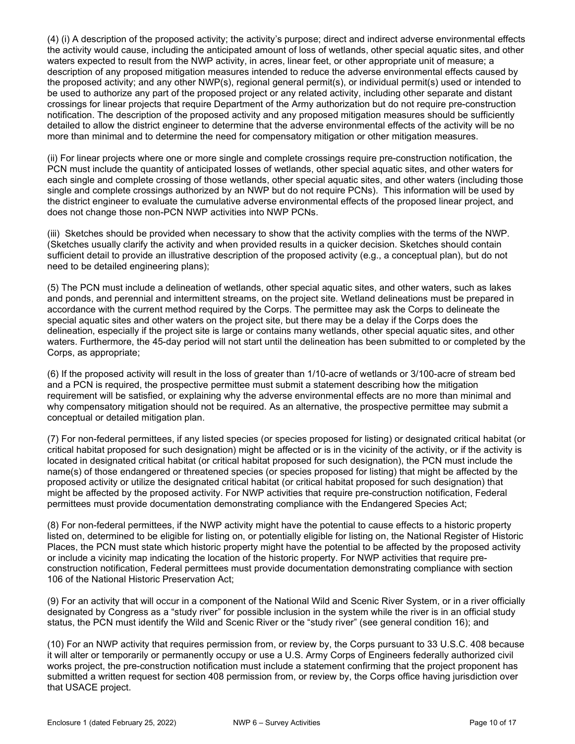(4) (i) A description of the proposed activity; the activity's purpose; direct and indirect adverse environmental effects the activity would cause, including the anticipated amount of loss of wetlands, other special aquatic sites, and other waters expected to result from the NWP activity, in acres, linear feet, or other appropriate unit of measure; a description of any proposed mitigation measures intended to reduce the adverse environmental effects caused by the proposed activity; and any other NWP(s), regional general permit(s), or individual permit(s) used or intended to be used to authorize any part of the proposed project or any related activity, including other separate and distant crossings for linear projects that require Department of the Army authorization but do not require pre-construction notification. The description of the proposed activity and any proposed mitigation measures should be sufficiently detailed to allow the district engineer to determine that the adverse environmental effects of the activity will be no more than minimal and to determine the need for compensatory mitigation or other mitigation measures.

(ii) For linear projects where one or more single and complete crossings require pre-construction notification, the PCN must include the quantity of anticipated losses of wetlands, other special aquatic sites, and other waters for each single and complete crossing of those wetlands, other special aquatic sites, and other waters (including those single and complete crossings authorized by an NWP but do not require PCNs). This information will be used by the district engineer to evaluate the cumulative adverse environmental effects of the proposed linear project, and does not change those non-PCN NWP activities into NWP PCNs.

(iii) Sketches should be provided when necessary to show that the activity complies with the terms of the NWP. (Sketches usually clarify the activity and when provided results in a quicker decision. Sketches should contain sufficient detail to provide an illustrative description of the proposed activity (e.g., a conceptual plan), but do not need to be detailed engineering plans);

(5) The PCN must include a delineation of wetlands, other special aquatic sites, and other waters, such as lakes and ponds, and perennial and intermittent streams, on the project site. Wetland delineations must be prepared in accordance with the current method required by the Corps. The permittee may ask the Corps to delineate the special aquatic sites and other waters on the project site, but there may be a delay if the Corps does the delineation, especially if the project site is large or contains many wetlands, other special aquatic sites, and other waters. Furthermore, the 45-day period will not start until the delineation has been submitted to or completed by the Corps, as appropriate;

(6) If the proposed activity will result in the loss of greater than 1/10-acre of wetlands or 3/100-acre of stream bed and a PCN is required, the prospective permittee must submit a statement describing how the mitigation requirement will be satisfied, or explaining why the adverse environmental effects are no more than minimal and why compensatory mitigation should not be required. As an alternative, the prospective permittee may submit a conceptual or detailed mitigation plan.

(7) For non-federal permittees, if any listed species (or species proposed for listing) or designated critical habitat (or critical habitat proposed for such designation) might be affected or is in the vicinity of the activity, or if the activity is located in designated critical habitat (or critical habitat proposed for such designation), the PCN must include the name(s) of those endangered or threatened species (or species proposed for listing) that might be affected by the proposed activity or utilize the designated critical habitat (or critical habitat proposed for such designation) that might be affected by the proposed activity. For NWP activities that require pre-construction notification, Federal permittees must provide documentation demonstrating compliance with the Endangered Species Act;

(8) For non-federal permittees, if the NWP activity might have the potential to cause effects to a historic property listed on, determined to be eligible for listing on, or potentially eligible for listing on, the National Register of Historic Places, the PCN must state which historic property might have the potential to be affected by the proposed activity or include a vicinity map indicating the location of the historic property. For NWP activities that require pre-construction notification, Federal permittees must provide documentation demonstrating compliance with section 106 of the National Historic Preservation Act;

(9) For an activity that will occur in a component of the National Wild and Scenic River System, or in a river officially designated by Congress as a "study river" for possible inclusion in the system while the river is in an official study status, the PCN must identify the Wild and Scenic River or the "study river" (see general condition 16); and

(10) For an NWP activity that requires permission from, or review by, the Corps pursuant to 33 U.S.C. 408 because it will alter or temporarily or permanently occupy or use a U.S. Army Corps of Engineers federally authorized civil works project, the pre-construction notification must include a statement confirming that the project proponent has submitted a written request for section 408 permission from, or review by, the Corps office having jurisdiction over that USACE project.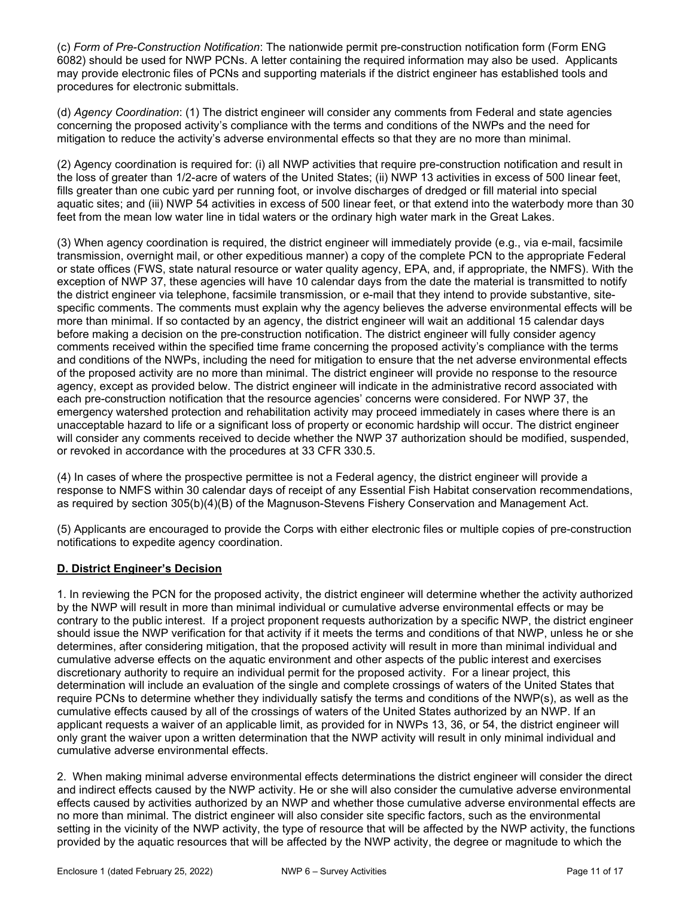(c) *Form of Pre-Construction Notification*: The nationwide permit pre-construction notification form (Form ENG 6082) should be used for NWP PCNs. A letter containing the required information may also be used. Applicants may provide electronic files of PCNs and supporting materials if the district engineer has established tools and procedures for electronic submittals.

(d) *Agency Coordination*: (1) The district engineer will consider any comments from Federal and state agencies concerning the proposed activity's compliance with the terms and conditions of the NWPs and the need for mitigation to reduce the activity's adverse environmental effects so that they are no more than minimal.

(2) Agency coordination is required for: (i) all NWP activities that require pre-construction notification and result in the loss of greater than 1/2-acre of waters of the United States; (ii) NWP 13 activities in excess of 500 linear feet, fills greater than one cubic yard per running foot, or involve discharges of dredged or fill material into special aquatic sites; and (iii) NWP 54 activities in excess of 500 linear feet, or that extend into the waterbody more than 30 feet from the mean low water line in tidal waters or the ordinary high water mark in the Great Lakes.

(3) When agency coordination is required, the district engineer will immediately provide (e.g., via e-mail, facsimile transmission, overnight mail, or other expeditious manner) a copy of the complete PCN to the appropriate Federal or state offices (FWS, state natural resource or water quality agency, EPA, and, if appropriate, the NMFS). With the exception of NWP 37, these agencies will have 10 calendar days from the date the material is transmitted to notify the district engineer via telephone, facsimile transmission, or e-mail that they intend to provide substantive, site-specific comments. The comments must explain why the agency believes the adverse environmental effects will be more than minimal. If so contacted by an agency, the district engineer will wait an additional 15 calendar days before making a decision on the pre-construction notification. The district engineer will fully consider agency comments received within the specified time frame concerning the proposed activity's compliance with the terms and conditions of the NWPs, including the need for mitigation to ensure that the net adverse environmental effects of the proposed activity are no more than minimal. The district engineer will provide no response to the resource agency, except as provided below. The district engineer will indicate in the administrative record associated with each pre-construction notification that the resource agencies' concerns were considered. For NWP 37, the emergency watershed protection and rehabilitation activity may proceed immediately in cases where there is an unacceptable hazard to life or a significant loss of property or economic hardship will occur. The district engineer will consider any comments received to decide whether the NWP 37 authorization should be modified, suspended, or revoked in accordance with the procedures at 33 CFR 330.5.

(4) In cases of where the prospective permittee is not a Federal agency, the district engineer will provide a response to NMFS within 30 calendar days of receipt of any Essential Fish Habitat conservation recommendations, as required by section 305(b)(4)(B) of the Magnuson-Stevens Fishery Conservation and Management Act.

(5) Applicants are encouraged to provide the Corps with either electronic files or multiple copies of pre-construction notifications to expedite agency coordination.

## D. District Engineer's Decision

1. In reviewing the PCN for the proposed activity, the district engineer will determine whether the activity authorized by the NWP will result in more than minimal individual or cumulative adverse environmental effects or may be contrary to the public interest. If a project proponent requests authorization by a specific NWP, the district engineer should issue the NWP verification for that activity if it meets the terms and conditions of that NWP, unless he or she determines, after considering mitigation, that the proposed activity will result in more than minimal individual and cumulative adverse effects on the aquatic environment and other aspects of the public interest and exercises discretionary authority to require an individual permit for the proposed activity. For a linear project, this determination will include an evaluation of the single and complete crossings of waters of the United States that require PCNs to determine whether they individually satisfy the terms and conditions of the NWP(s), as well as the cumulative effects caused by all of the crossings of waters of the United States authorized by an NWP. If an applicant requests a waiver of an applicable limit, as provided for in NWPs 13, 36, or 54, the district engineer will only grant the waiver upon a written determination that the NWP activity will result in only minimal individual and cumulative adverse environmental effects.

2. When making minimal adverse environmental effects determinations the district engineer will consider the direct and indirect effects caused by the NWP activity. He or she will also consider the cumulative adverse environmental effects caused by activities authorized by an NWP and whether those cumulative adverse environmental effects are no more than minimal. The district engineer will also consider site specific factors, such as the environmental setting in the vicinity of the NWP activity, the type of resource that will be affected by the NWP activity, the functions provided by the aquatic resources that will be affected by the NWP activity, the degree or magnitude to which the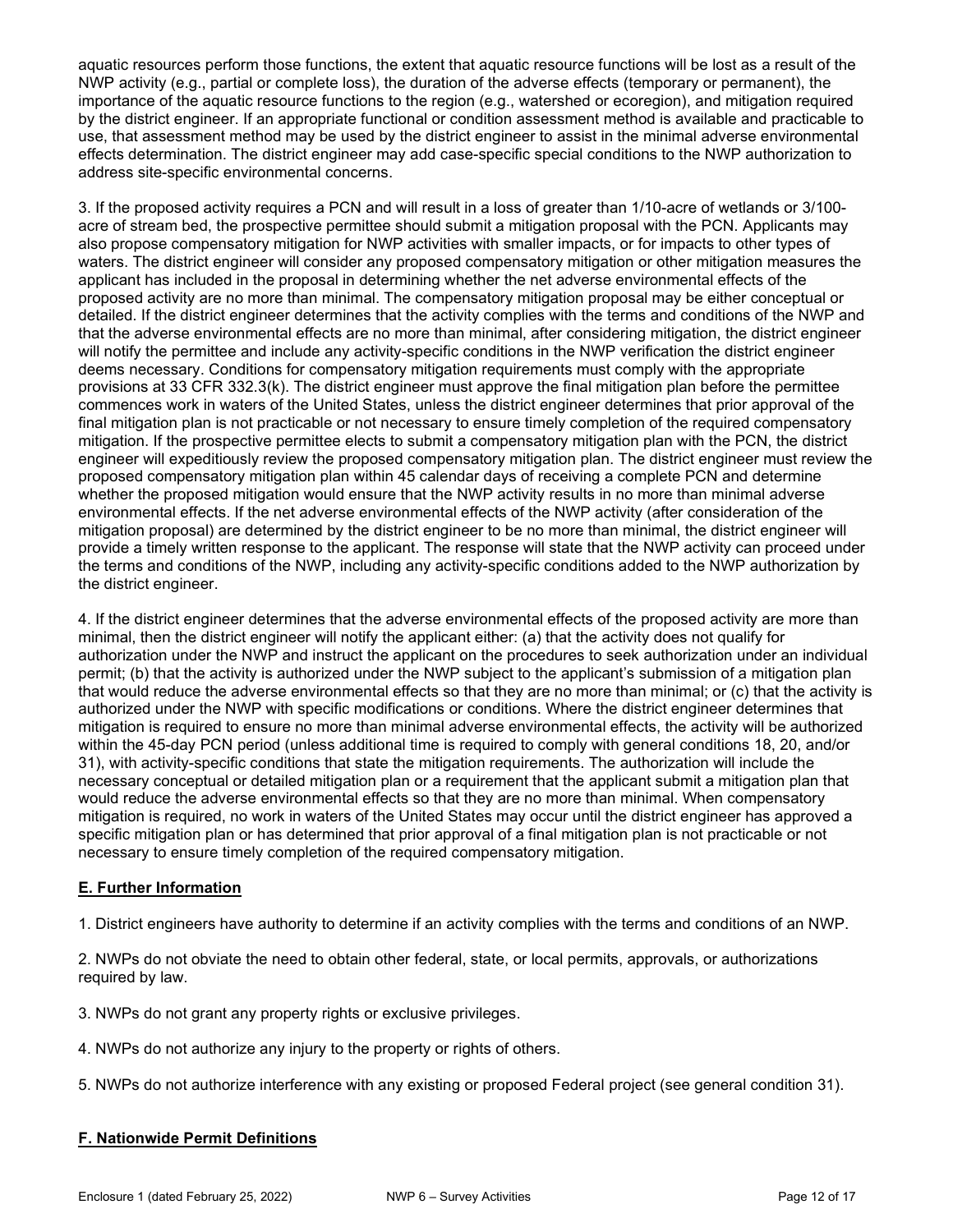aquatic resources perform those functions, the extent that aquatic resource functions will be lost as a result of the NWP activity (e.g., partial or complete loss), the duration of the adverse effects (temporary or permanent), the importance of the aquatic resource functions to the region (e.g., watershed or ecoregion), and mitigation required by the district engineer. If an appropriate functional or condition assessment method is available and practicable to use, that assessment method may be used by the district engineer to assist in the minimal adverse environmental effects determination. The district engineer may add case-specific special conditions to the NWP authorization to address site-specific environmental concerns.

3. If the proposed activity requires a PCN and will result in a loss of greater than 1/10-acre of wetlands or 3/100-acre of stream bed, the prospective permittee should submit a mitigation proposal with the PCN. Applicants may also propose compensatory mitigation for NWP activities with smaller impacts, or for impacts to other types of waters. The district engineer will consider any proposed compensatory mitigation or other mitigation measures the applicant has included in the proposal in determining whether the net adverse environmental effects of the proposed activity are no more than minimal. The compensatory mitigation proposal may be either conceptual or detailed. If the district engineer determines that the activity complies with the terms and conditions of the NWP and that the adverse environmental effects are no more than minimal, after considering mitigation, the district engineer will notify the permittee and include any activity-specific conditions in the NWP verification the district engineer deems necessary. Conditions for compensatory mitigation requirements must comply with the appropriate provisions at 33 CFR 332.3(k). The district engineer must approve the final mitigation plan before the permittee commences work in waters of the United States, unless the district engineer determines that prior approval of the final mitigation plan is not practicable or not necessary to ensure timely completion of the required compensatory mitigation. If the prospective permittee elects to submit a compensatory mitigation plan with the PCN, the district engineer will expeditiously review the proposed compensatory mitigation plan. The district engineer must review the proposed compensatory mitigation plan within 45 calendar days of receiving a complete PCN and determine whether the proposed mitigation would ensure that the NWP activity results in no more than minimal adverse environmental effects. If the net adverse environmental effects of the NWP activity (after consideration of the mitigation proposal) are determined by the district engineer to be no more than minimal, the district engineer will provide a timely written response to the applicant. The response will state that the NWP activity can proceed under the terms and conditions of the NWP, including any activity-specific conditions added to the NWP authorization by the district engineer.

4. If the district engineer determines that the adverse environmental effects of the proposed activity are more than minimal, then the district engineer will notify the applicant either: (a) that the activity does not qualify for authorization under the NWP and instruct the applicant on the procedures to seek authorization under an individual permit; (b) that the activity is authorized under the NWP subject to the applicant's submission of a mitigation plan that would reduce the adverse environmental effects so that they are no more than minimal; or (c) that the activity is authorized under the NWP with specific modifications or conditions. Where the district engineer determines that mitigation is required to ensure no more than minimal adverse environmental effects, the activity will be authorized within the 45-day PCN period (unless additional time is required to comply with general conditions 18, 20, and/or 31), with activity-specific conditions that state the mitigation requirements. The authorization will include the necessary conceptual or detailed mitigation plan or a requirement that the applicant submit a mitigation plan that would reduce the adverse environmental effects so that they are no more than minimal. When compensatory mitigation is required, no work in waters of the United States may occur until the district engineer has approved a specific mitigation plan or has determined that prior approval of a final mitigation plan is not practicable or not necessary to ensure timely completion of the required compensatory mitigation.

## E. Further Information

1. District engineers have authority to determine if an activity complies with the terms and conditions of an NWP.

2. NWPs do not obviate the need to obtain other federal, state, or local permits, approvals, or authorizations required by law.

3. NWPs do not grant any property rights or exclusive privileges.

4. NWPs do not authorize any injury to the property or rights of others.

5. NWPs do not authorize interference with any existing or proposed Federal project (see general condition 31).

## F. Nationwide Permit Definitions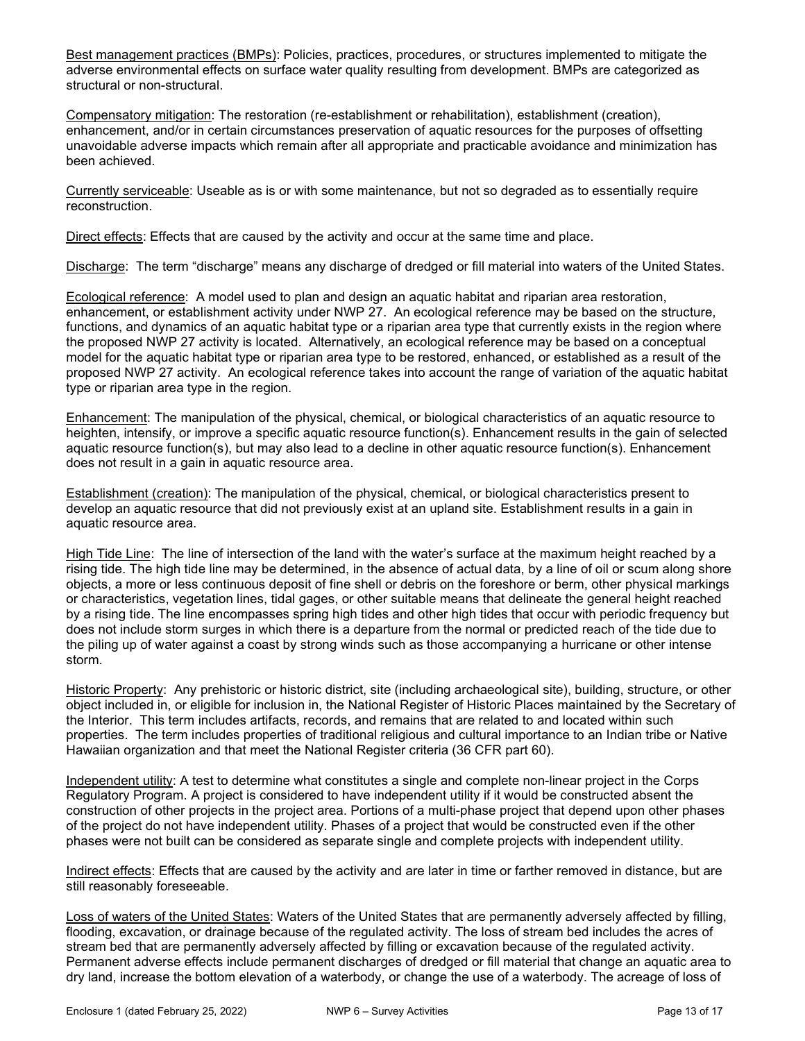Best management practices (BMPs): Policies, practices, procedures, or structures implemented to mitigate the adverse environmental effects on surface water quality resulting from development. BMPs are categorized as structural or non-structural.

Compensatory mitigation: The restoration (re-establishment or rehabilitation), establishment (creation), enhancement, and/or in certain circumstances preservation of aquatic resources for the purposes of offsetting unavoidable adverse impacts which remain after all appropriate and practicable avoidance and minimization has been achieved.

Currently serviceable: Useable as is or with some maintenance, but not so degraded as to essentially require reconstruction.

Direct effects: Effects that are caused by the activity and occur at the same time and place.

Discharge: The term "discharge" means any discharge of dredged or fill material into waters of the United States.

Ecological reference: A model used to plan and design an aquatic habitat and riparian area restoration, enhancement, or establishment activity under NWP 27. An ecological reference may be based on the structure, functions, and dynamics of an aquatic habitat type or a riparian area type that currently exists in the region where the proposed NWP 27 activity is located. Alternatively, an ecological reference may be based on a conceptual model for the aquatic habitat type or riparian area type to be restored, enhanced, or established as a result of the proposed NWP 27 activity. An ecological reference takes into account the range of variation of the aquatic habitat type or riparian area type in the region.

Enhancement: The manipulation of the physical, chemical, or biological characteristics of an aquatic resource to heighten, intensify, or improve a specific aquatic resource function(s). Enhancement results in the gain of selected aquatic resource function(s), but may also lead to a decline in other aquatic resource function(s). Enhancement does not result in a gain in aquatic resource area.

Establishment (creation): The manipulation of the physical, chemical, or biological characteristics present to develop an aquatic resource that did not previously exist at an upland site. Establishment results in a gain in aquatic resource area.

High Tide Line: The line of intersection of the land with the water's surface at the maximum height reached by a rising tide. The high tide line may be determined, in the absence of actual data, by a line of oil or scum along shore objects, a more or less continuous deposit of fine shell or debris on the foreshore or berm, other physical markings or characteristics, vegetation lines, tidal gages, or other suitable means that delineate the general height reached by a rising tide. The line encompasses spring high tides and other high tides that occur with periodic frequency but does not include storm surges in which there is a departure from the normal or predicted reach of the tide due to the piling up of water against a coast by strong winds such as those accompanying a hurricane or other intense storm.

Historic Property: Any prehistoric or historic district, site (including archaeological site), building, structure, or other object included in, or eligible for inclusion in, the National Register of Historic Places maintained by the Secretary of the Interior. This term includes artifacts, records, and remains that are related to and located within such properties. The term includes properties of traditional religious and cultural importance to an Indian tribe or Native Hawaiian organization and that meet the National Register criteria (36 CFR part 60).

Independent utility: A test to determine what constitutes a single and complete non-linear project in the Corps Regulatory Program. A project is considered to have independent utility if it would be constructed absent the construction of other projects in the project area. Portions of a multi-phase project that depend upon other phases of the project do not have independent utility. Phases of a project that would be constructed even if the other phases were not built can be considered as separate single and complete projects with independent utility.

Indirect effects: Effects that are caused by the activity and are later in time or farther removed in distance, but are still reasonably foreseeable.

Loss of waters of the United States: Waters of the United States that are permanently adversely affected by filling, flooding, excavation, or drainage because of the regulated activity. The loss of stream bed includes the acres of stream bed that are permanently adversely affected by filling or excavation because of the regulated activity. Permanent adverse effects include permanent discharges of dredged or fill material that change an aquatic area to dry land, increase the bottom elevation of a waterbody, or change the use of a waterbody. The acreage of loss of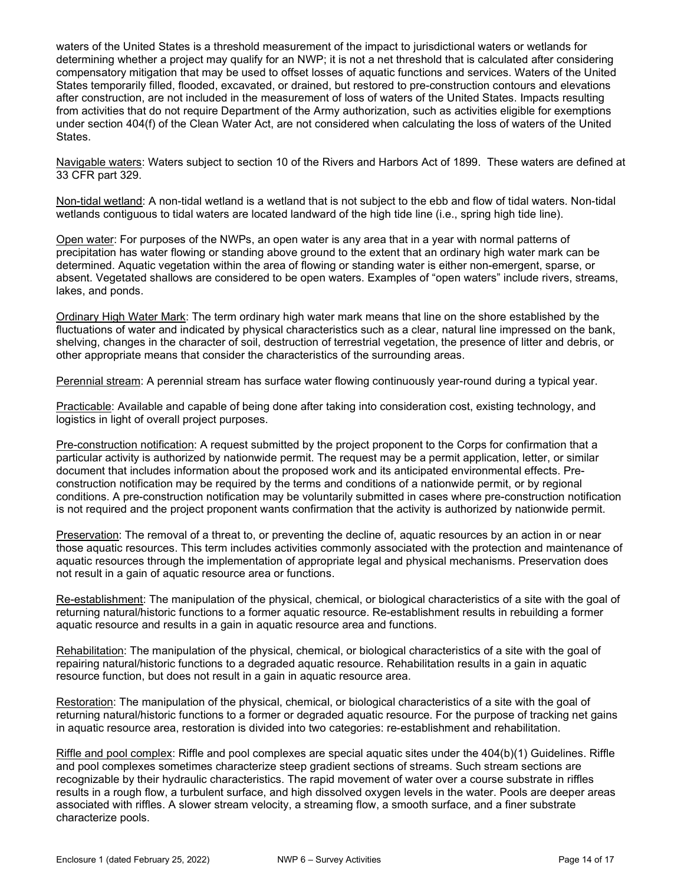waters of the United States is a threshold measurement of the impact to jurisdictional waters or wetlands for determining whether a project may qualify for an NWP; it is not a net threshold that is calculated after considering compensatory mitigation that may be used to offset losses of aquatic functions and services. Waters of the United States temporarily filled, flooded, excavated, or drained, but restored to pre-construction contours and elevations after construction, are not included in the measurement of loss of waters of the United States. Impacts resulting from activities that do not require Department of the Army authorization, such as activities eligible for exemptions under section 404(f) of the Clean Water Act, are not considered when calculating the loss of waters of the United States.

Navigable waters: Waters subject to section 10 of the Rivers and Harbors Act of 1899. These waters are defined at 33 CFR part 329.

Non-tidal wetland: A non-tidal wetland is a wetland that is not subject to the ebb and flow of tidal waters. Non-tidal wetlands contiguous to tidal waters are located landward of the high tide line (i.e., spring high tide line).

Open water: For purposes of the NWPs, an open water is any area that in a year with normal patterns of precipitation has water flowing or standing above ground to the extent that an ordinary high water mark can be determined. Aquatic vegetation within the area of flowing or standing water is either non-emergent, sparse, or absent. Vegetated shallows are considered to be open waters. Examples of "open waters" include rivers, streams, lakes, and ponds.

Ordinary High Water Mark: The term ordinary high water mark means that line on the shore established by the fluctuations of water and indicated by physical characteristics such as a clear, natural line impressed on the bank, shelving, changes in the character of soil, destruction of terrestrial vegetation, the presence of litter and debris, or other appropriate means that consider the characteristics of the surrounding areas.

Perennial stream: A perennial stream has surface water flowing continuously year-round during a typical year.

Practicable: Available and capable of being done after taking into consideration cost, existing technology, and logistics in light of overall project purposes.

Pre-construction notification: A request submitted by the project proponent to the Corps for confirmation that a particular activity is authorized by nationwide permit. The request may be a permit application, letter, or similar document that includes information about the proposed work and its anticipated environmental effects. Pre-construction notification may be required by the terms and conditions of a nationwide permit, or by regional conditions. A pre-construction notification may be voluntarily submitted in cases where pre-construction notification is not required and the project proponent wants confirmation that the activity is authorized by nationwide permit.

Preservation: The removal of a threat to, or preventing the decline of, aquatic resources by an action in or near those aquatic resources. This term includes activities commonly associated with the protection and maintenance of aquatic resources through the implementation of appropriate legal and physical mechanisms. Preservation does not result in a gain of aquatic resource area or functions.

Re-establishment: The manipulation of the physical, chemical, or biological characteristics of a site with the goal of returning natural/historic functions to a former aquatic resource. Re-establishment results in rebuilding a former aquatic resource and results in a gain in aquatic resource area and functions.

Rehabilitation: The manipulation of the physical, chemical, or biological characteristics of a site with the goal of repairing natural/historic functions to a degraded aquatic resource. Rehabilitation results in a gain in aquatic resource function, but does not result in a gain in aquatic resource area.

Restoration: The manipulation of the physical, chemical, or biological characteristics of a site with the goal of returning natural/historic functions to a former or degraded aquatic resource. For the purpose of tracking net gains in aquatic resource area, restoration is divided into two categories: re-establishment and rehabilitation.

Riffle and pool complex: Riffle and pool complexes are special aquatic sites under the 404(b)(1) Guidelines. Riffle and pool complexes sometimes characterize steep gradient sections of streams. Such stream sections are recognizable by their hydraulic characteristics. The rapid movement of water over a course substrate in riffles results in a rough flow, a turbulent surface, and high dissolved oxygen levels in the water. Pools are deeper areas associated with riffles. A slower stream velocity, a streaming flow, a smooth surface, and a finer substrate characterize pools.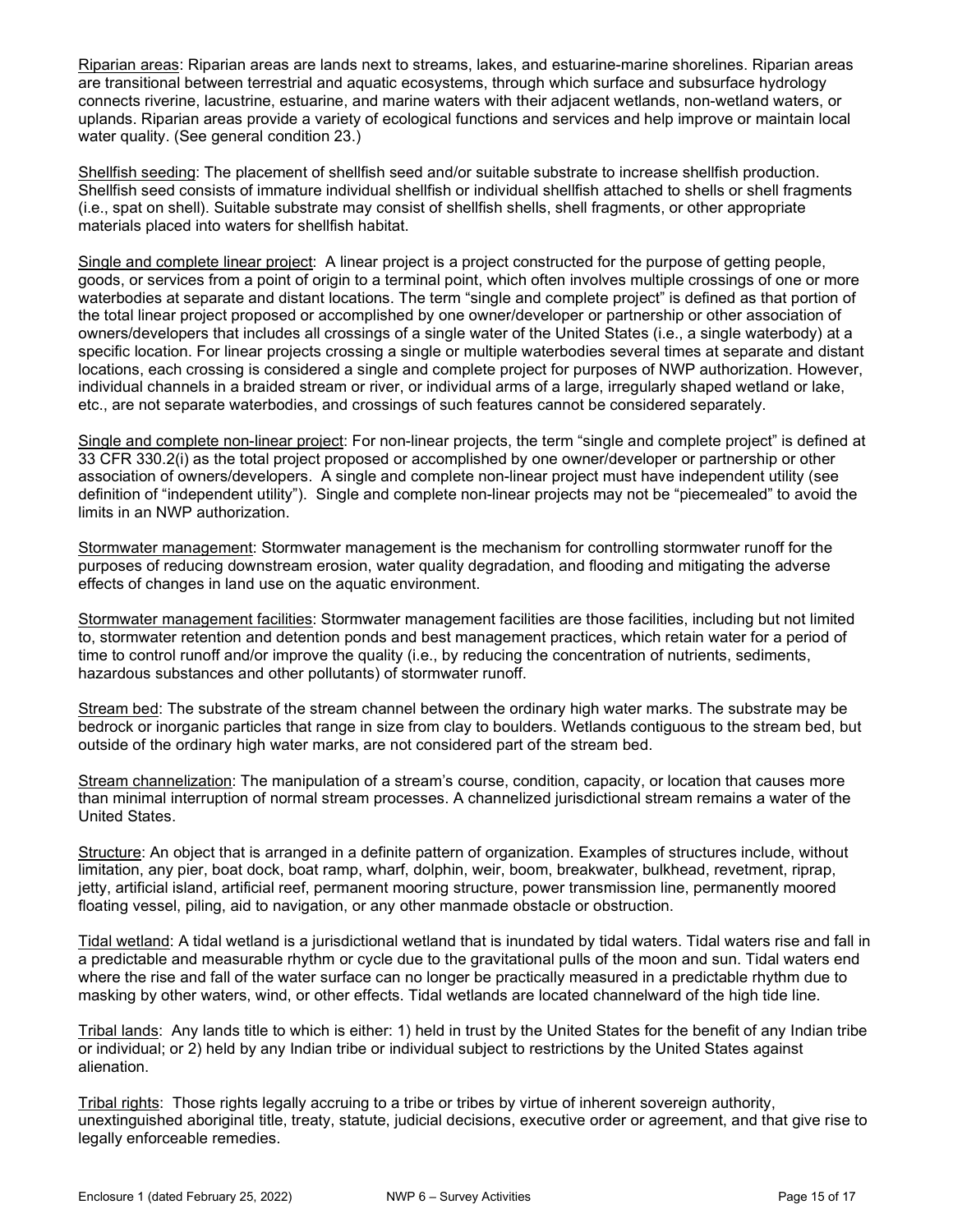Riparian areas: Riparian areas are lands next to streams, lakes, and estuarine-marine shorelines. Riparian areas are transitional between terrestrial and aquatic ecosystems, through which surface and subsurface hydrology connects riverine, lacustrine, estuarine, and marine waters with their adjacent wetlands, non-wetland waters, or uplands. Riparian areas provide a variety of ecological functions and services and help improve or maintain local water quality. (See general condition 23.)

Shellfish seeding: The placement of shellfish seed and/or suitable substrate to increase shellfish production. Shellfish seed consists of immature individual shellfish or individual shellfish attached to shells or shell fragments (i.e., spat on shell). Suitable substrate may consist of shellfish shells, shell fragments, or other appropriate materials placed into waters for shellfish habitat.

Single and complete linear project: A linear project is a project constructed for the purpose of getting people, goods, or services from a point of origin to a terminal point, which often involves multiple crossings of one or more waterbodies at separate and distant locations. The term "single and complete project" is defined as that portion of the total linear project proposed or accomplished by one owner/developer or partnership or other association of owners/developers that includes all crossings of a single water of the United States (i.e., a single waterbody) at a specific location. For linear projects crossing a single or multiple waterbodies several times at separate and distant locations, each crossing is considered a single and complete project for purposes of NWP authorization. However, individual channels in a braided stream or river, or individual arms of a large, irregularly shaped wetland or lake, etc., are not separate waterbodies, and crossings of such features cannot be considered separately.

Single and complete non-linear project: For non-linear projects, the term "single and complete project" is defined at 33 CFR 330.2(i) as the total project proposed or accomplished by one owner/developer or partnership or other association of owners/developers. A single and complete non-linear project must have independent utility (see definition of "independent utility"). Single and complete non-linear projects may not be "piecemealed" to avoid the limits in an NWP authorization.

Stormwater management: Stormwater management is the mechanism for controlling stormwater runoff for the purposes of reducing downstream erosion, water quality degradation, and flooding and mitigating the adverse effects of changes in land use on the aquatic environment.

Stormwater management facilities: Stormwater management facilities are those facilities, including but not limited to, stormwater retention and detention ponds and best management practices, which retain water for a period of time to control runoff and/or improve the quality (i.e., by reducing the concentration of nutrients, sediments, hazardous substances and other pollutants) of stormwater runoff.

Stream bed: The substrate of the stream channel between the ordinary high water marks. The substrate may be bedrock or inorganic particles that range in size from clay to boulders. Wetlands contiguous to the stream bed, but outside of the ordinary high water marks, are not considered part of the stream bed.

Stream channelization: The manipulation of a stream's course, condition, capacity, or location that causes more than minimal interruption of normal stream processes. A channelized jurisdictional stream remains a water of the United States.

Structure: An object that is arranged in a definite pattern of organization. Examples of structures include, without limitation, any pier, boat dock, boat ramp, wharf, dolphin, weir, boom, breakwater, bulkhead, revetment, riprap, jetty, artificial island, artificial reef, permanent mooring structure, power transmission line, permanently moored floating vessel, piling, aid to navigation, or any other manmade obstacle or obstruction.

Tidal wetland: A tidal wetland is a jurisdictional wetland that is inundated by tidal waters. Tidal waters rise and fall in a predictable and measurable rhythm or cycle due to the gravitational pulls of the moon and sun. Tidal waters end where the rise and fall of the water surface can no longer be practically measured in a predictable rhythm due to masking by other waters, wind, or other effects. Tidal wetlands are located channelward of the high tide line.

Tribal lands: Any lands title to which is either: 1) held in trust by the United States for the benefit of any Indian tribe or individual; or 2) held by any Indian tribe or individual subject to restrictions by the United States against alienation.

Tribal rights: Those rights legally accruing to a tribe or tribes by virtue of inherent sovereign authority, unextinguished aboriginal title, treaty, statute, judicial decisions, executive order or agreement, and that give rise to legally enforceable remedies.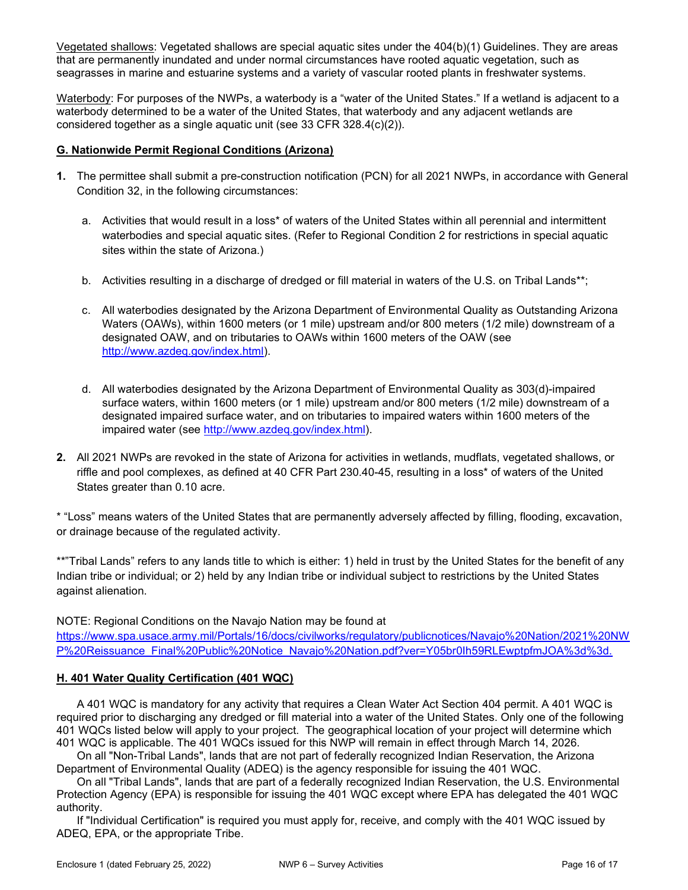Vegetated shallows: Vegetated shallows are special aquatic sites under the 404(b)(1) Guidelines. They are areas that are permanently inundated and under normal circumstances have rooted aquatic vegetation, such as seagrasses in marine and estuarine systems and a variety of vascular rooted plants in freshwater systems.

Waterbody: For purposes of the NWPs, a waterbody is a "water of the United States." If a wetland is adjacent to a waterbody determined to be a water of the United States, that waterbody and any adjacent wetlands are considered together as a single aquatic unit (see 33 CFR 328.4(c)(2)).

## G. Nationwide Permit Regional Conditions (Arizona)

**1.** The permittee shall submit a pre-construction notification (PCN) for all 2021 NWPs, in accordance with General Condition 32, in the following circumstances:

a. Activities that would result in a loss* of waters of the United States within all perennial and intermittent waterbodies and special aquatic sites. (Refer to Regional Condition 2 for restrictions in special aquatic sites within the state of Arizona.)

b. Activities resulting in a discharge of dredged or fill material in waters of the U.S. on Tribal Lands**;

c. All waterbodies designated by the Arizona Department of Environmental Quality as Outstanding Arizona Waters (OAWs), within 1600 meters (or 1 mile) upstream and/or 800 meters (1/2 mile) downstream of a designated OAW, and on tributaries to OAWs within 1600 meters of the OAW (see http://www.azdeq.gov/index.html).

d. All waterbodies designated by the Arizona Department of Environmental Quality as 303(d)-impaired surface waters, within 1600 meters (or 1 mile) upstream and/or 800 meters (1/2 mile) downstream of a designated impaired surface water, and on tributaries to impaired waters within 1600 meters of the impaired water (see http://www.azdeq.gov/index.html).

**2.** All 2021 NWPs are revoked in the state of Arizona for activities in wetlands, mudflats, vegetated shallows, or riffle and pool complexes, as defined at 40 CFR Part 230.40-45, resulting in a loss* of waters of the United States greater than 0.10 acre.

* "Loss" means waters of the United States that are permanently adversely affected by filling, flooding, excavation, or drainage because of the regulated activity.

**"Tribal Lands" refers to any lands title to which is either: 1) held in trust by the United States for the benefit of any Indian tribe or individual; or 2) held by any Indian tribe or individual subject to restrictions by the United States against alienation.

NOTE: Regional Conditions on the Navajo Nation may be found at https://www.spa.usace.army.mil/Portals/16/docs/civilworks/regulatory/publicnotices/Navajo%20Nation/2021%20NWP%20Reissuance_Final%20Public%20Notice_Navajo%20Nation.pdf?ver=Y05br0Ih59RLEwptpfmJOA%3d%3d.

## H. 401 Water Quality Certification (401 WQC)

A 401 WQC is mandatory for any activity that requires a Clean Water Act Section 404 permit. A 401 WQC is required prior to discharging any dredged or fill material into a water of the United States. Only one of the following 401 WQCs listed below will apply to your project. The geographical location of your project will determine which 401 WQC is applicable. The 401 WQCs issued for this NWP will remain in effect through March 14, 2026.

On all "Non-Tribal Lands", lands that are not part of federally recognized Indian Reservation, the Arizona Department of Environmental Quality (ADEQ) is the agency responsible for issuing the 401 WQC.

On all "Tribal Lands", lands that are part of a federally recognized Indian Reservation, the U.S. Environmental Protection Agency (EPA) is responsible for issuing the 401 WQC except where EPA has delegated the 401 WQC authority.

If "Individual Certification" is required you must apply for, receive, and comply with the 401 WQC issued by ADEQ, EPA, or the appropriate Tribe.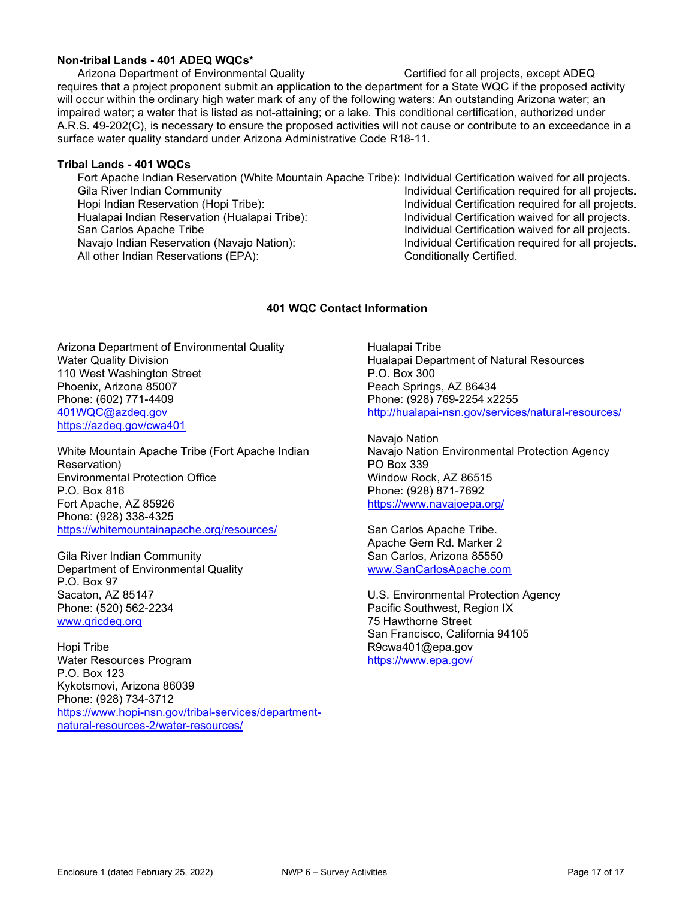**Non-tribal Lands - 401 ADEQ WQCs***

Arizona Department of Environmental Quality — Certified for all projects, except ADEQ requires that a project proponent submit an application to the department for a State WQC if the proposed activity will occur within the ordinary high water mark of any of the following waters: An outstanding Arizona water; an impaired water; a water that is listed as not-attaining; or a lake. This conditional certification, authorized under A.R.S. 49-202(C), is necessary to ensure the proposed activities will not cause or contribute to an exceedance in a surface water quality standard under Arizona Administrative Code R18-11.

**Tribal Lands - 401 WQCs**

| | |
|---|---|
| Fort Apache Indian Reservation (White Mountain Apache Tribe): | Individual Certification waived for all projects. |
| Gila River Indian Community | Individual Certification required for all projects. |
| Hopi Indian Reservation (Hopi Tribe): | Individual Certification required for all projects. |
| Hualapai Indian Reservation (Hualapai Tribe): | Individual Certification waived for all projects. |
| San Carlos Apache Tribe | Individual Certification waived for all projects. |
| Navajo Indian Reservation (Navajo Nation): | Individual Certification required for all projects. |
| All other Indian Reservations (EPA): | Conditionally Certified. |

**401 WQC Contact Information**

Arizona Department of Environmental Quality
Water Quality Division
110 West Washington Street
Phoenix, Arizona 85007
Phone: (602) 771-4409
401WQC@azdeq.gov
https://azdeq.gov/cwa401

White Mountain Apache Tribe (Fort Apache Indian Reservation)
Environmental Protection Office
P.O. Box 816
Fort Apache, AZ 85926
Phone: (928) 338-4325
https://whitemountainapache.org/resources/

Gila River Indian Community
Department of Environmental Quality
P.O. Box 97
Sacaton, AZ 85147
Phone: (520) 562-2234
www.gricdeq.org

Hopi Tribe
Water Resources Program
P.O. Box 123
Kykotsmovi, Arizona 86039
Phone: (928) 734-3712
https://www.hopi-nsn.gov/tribal-services/department-natural-resources-2/water-resources/

Hualapai Tribe
Hualapai Department of Natural Resources
P.O. Box 300
Peach Springs, AZ 86434
Phone: (928) 769-2254 x2255
http://hualapai-nsn.gov/services/natural-resources/

Navajo Nation
Navajo Nation Environmental Protection Agency
PO Box 339
Window Rock, AZ 86515
Phone: (928) 871-7692
https://www.navajoepa.org/

San Carlos Apache Tribe.
Apache Gem Rd. Marker 2
San Carlos, Arizona 85550
www.SanCarlosApache.com

U.S. Environmental Protection Agency
Pacific Southwest, Region IX
75 Hawthorne Street
San Francisco, California 94105
R9cwa401@epa.gov
https://www.epa.gov/